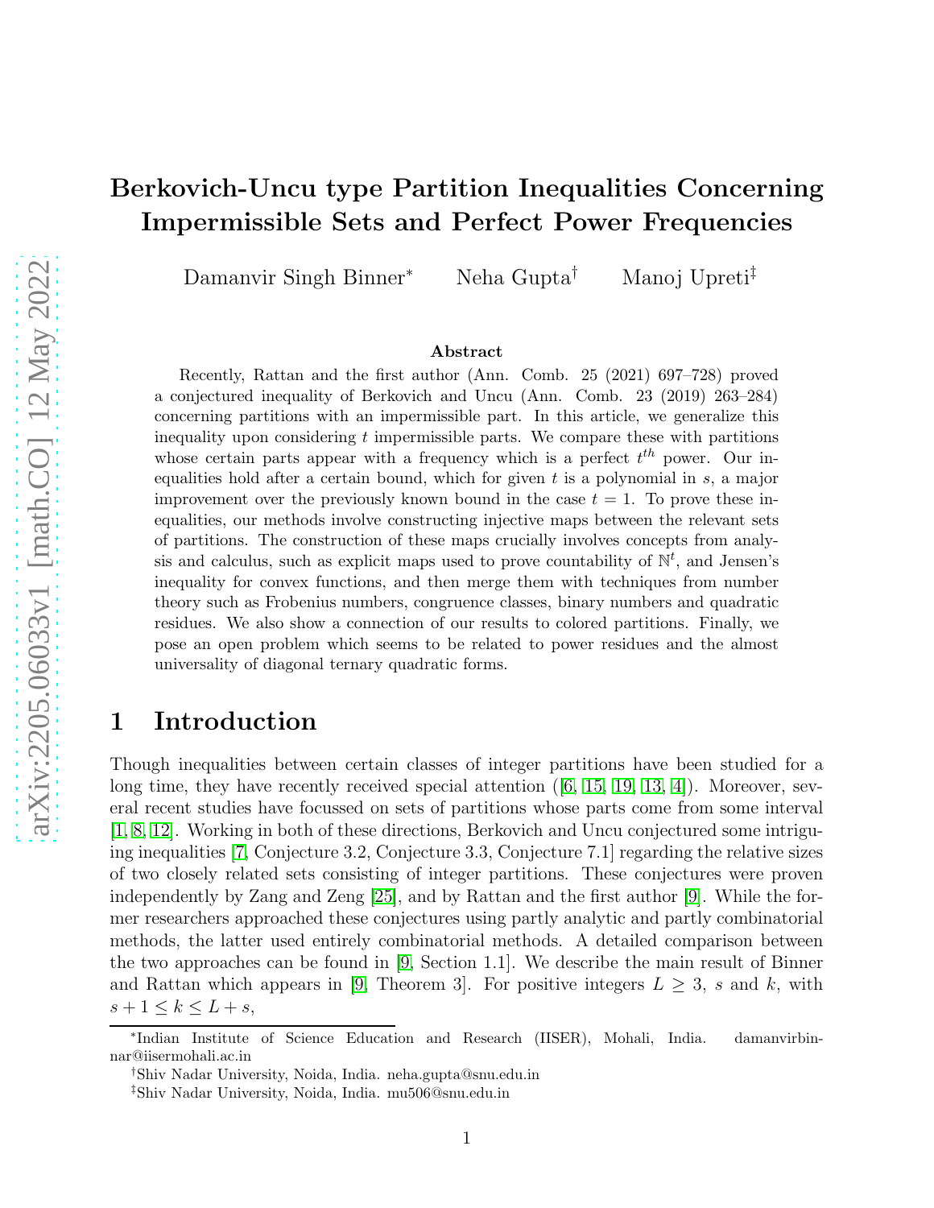# Berkovich-Uncu type Partition Inequalities Concerning Impermissible Sets and Perfect Power Frequencies

Damanvir Singh Binner* Neha Gupta† Manoj Upreti‡

### Abstract

Recently, Rattan and the first author (Ann. Comb. 25 (2021) 697–728) proved a conjectured inequality of Berkovich and Uncu (Ann. Comb. 23 (2019) 263–284) concerning partitions with an impermissible part. In this article, we generalize this inequality upon considering $t$ impermissible parts. We compare these with partitions whose certain parts appear with a frequency which is a perfect $t^{th}$ power. Our inequalities hold after a certain bound, which for given $t$ is a polynomial in $s$, a major improvement over the previously known bound in the case $t = 1$. To prove these inequalities, our methods involve constructing injective maps between the relevant sets of partitions. The construction of these maps crucially involves concepts from analysis and calculus, such as explicit maps used to prove countability of $\mathbb{N}^t$, and Jensen's inequality for convex functions, and then merge them with techniques from number theory such as Frobenius numbers, congruence classes, binary numbers and quadratic residues. We also show a connection of our results to colored partitions. Finally, we pose an open problem which seems to be related to power residues and the almost universality of diagonal ternary quadratic forms.

## 1 Introduction

Though inequalities between certain classes of integer partitions have been studied for a long time, they have recently received special attention ([6, 15, 19, 13, 4]). Moreover, several recent studies have focussed on sets of partitions whose parts come from some interval [1, 8, 12]. Working in both of these directions, Berkovich and Uncu conjectured some intriguing inequalities [7, Conjecture 3.2, Conjecture 3.3, Conjecture 7.1] regarding the relative sizes of two closely related sets consisting of integer partitions. These conjectures were proven independently by Zang and Zeng [25], and by Rattan and the first author [9]. While the former researchers approached these conjectures using partly analytic and partly combinatorial methods, the latter used entirely combinatorial methods. A detailed comparison between the two approaches can be found in [9, Section 1.1]. We describe the main result of Binner and Rattan which appears in [9, Theorem 3]. For positive integers $L \geq 3$, $s$ and $k$, with $s + 1 \leq k \leq L + s$,

---

*Indian Institute of Science Education and Research (IISER), Mohali, India. damanvirbinnar@iisermohali.ac.in

†Shiv Nadar University, Noida, India. neha.gupta@snu.edu.in

‡Shiv Nadar University, Noida, India. mu506@snu.edu.in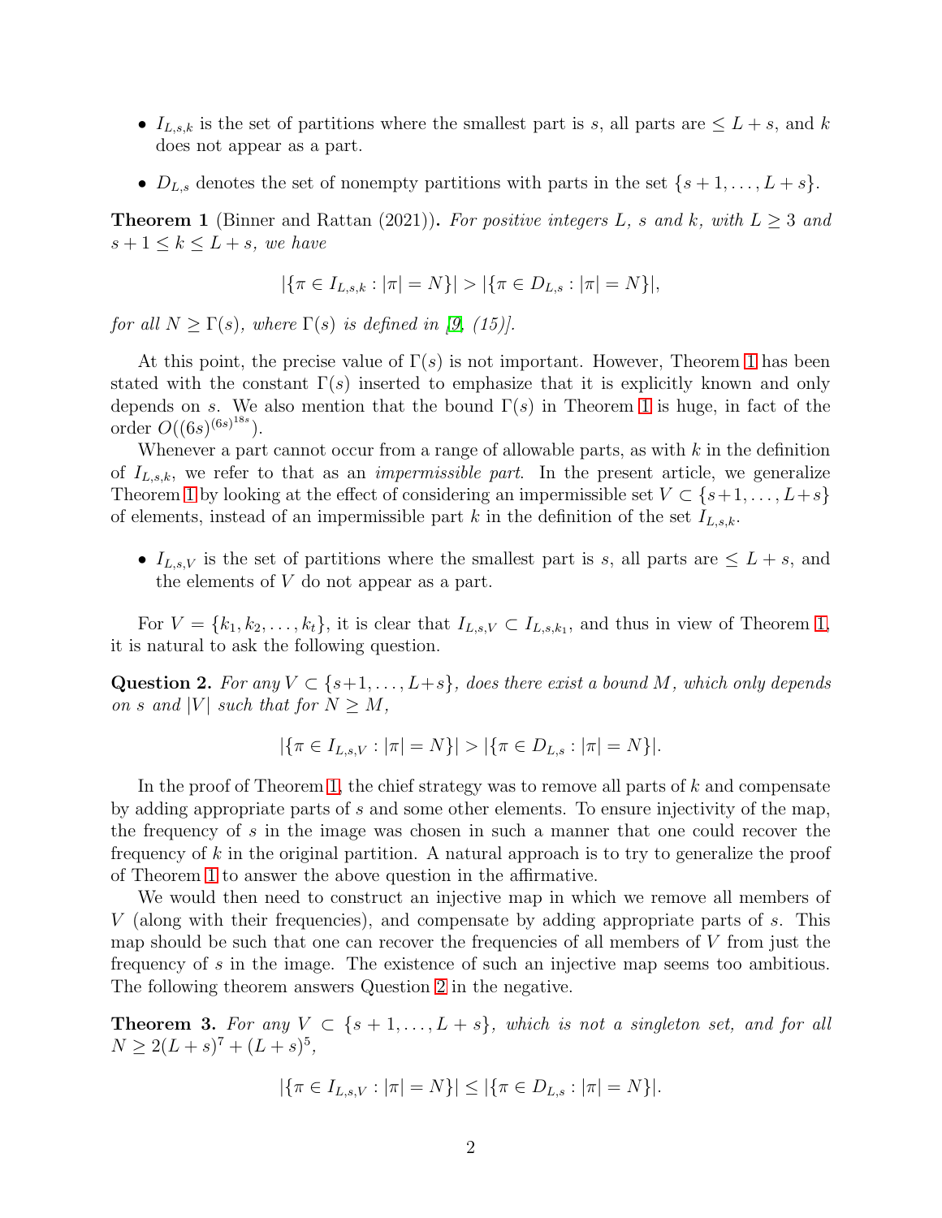- $I_{L,s,k}$ is the set of partitions where the smallest part is $s$, all parts are $\leq L+s$, and $k$ does not appear as a part.
- $D_{L,s}$ denotes the set of nonempty partitions with parts in the set $\{s+1,\ldots,L+s\}$.

**Theorem 1** (Binner and Rattan (2021)). *For positive integers $L$, $s$ and $k$, with $L \geq 3$ and $s+1 \leq k \leq L+s$, we have*

$$|\{\pi \in I_{L,s,k} : |\pi| = N\}| > |\{\pi \in D_{L,s} : |\pi| = N\}|,$$

*for all $N \geq \Gamma(s)$, where $\Gamma(s)$ is defined in [9, (15)].*

At this point, the precise value of $\Gamma(s)$ is not important. However, Theorem 1 has been stated with the constant $\Gamma(s)$ inserted to emphasize that it is explicitly known and only depends on $s$. We also mention that the bound $\Gamma(s)$ in Theorem 1 is huge, in fact of the order $O((6s)^{(6s)^{18s}})$.

Whenever a part cannot occur from a range of allowable parts, as with $k$ in the definition of $I_{L,s,k}$, we refer to that as an *impermissible part*. In the present article, we generalize Theorem 1 by looking at the effect of considering an impermissible set $V \subset \{s+1,\ldots,L+s\}$ of elements, instead of an impermissible part $k$ in the definition of the set $I_{L,s,k}$.

- $I_{L,s,V}$ is the set of partitions where the smallest part is $s$, all parts are $\leq L+s$, and the elements of $V$ do not appear as a part.

For $V = \{k_1, k_2, \ldots, k_t\}$, it is clear that $I_{L,s,V} \subset I_{L,s,k_1}$, and thus in view of Theorem 1, it is natural to ask the following question.

**Question 2.** *For any $V \subset \{s+1,\ldots,L+s\}$, does there exist a bound $M$, which only depends on $s$ and $|V|$ such that for $N \geq M$,*

$$|\{\pi \in I_{L,s,V} : |\pi| = N\}| > |\{\pi \in D_{L,s} : |\pi| = N\}|.$$

In the proof of Theorem 1, the chief strategy was to remove all parts of $k$ and compensate by adding appropriate parts of $s$ and some other elements. To ensure injectivity of the map, the frequency of $s$ in the image was chosen in such a manner that one could recover the frequency of $k$ in the original partition. A natural approach is to try to generalize the proof of Theorem 1 to answer the above question in the affirmative.

We would then need to construct an injective map in which we remove all members of $V$ (along with their frequencies), and compensate by adding appropriate parts of $s$. This map should be such that one can recover the frequencies of all members of $V$ from just the frequency of $s$ in the image. The existence of such an injective map seems too ambitious. The following theorem answers Question 2 in the negative.

**Theorem 3.** *For any $V \subset \{s+1,\ldots,L+s\}$, which is not a singleton set, and for all $N \geq 2(L+s)^7 + (L+s)^5$,*

$$|\{\pi \in I_{L,s,V} : |\pi| = N\}| \leq |\{\pi \in D_{L,s} : |\pi| = N\}|.$$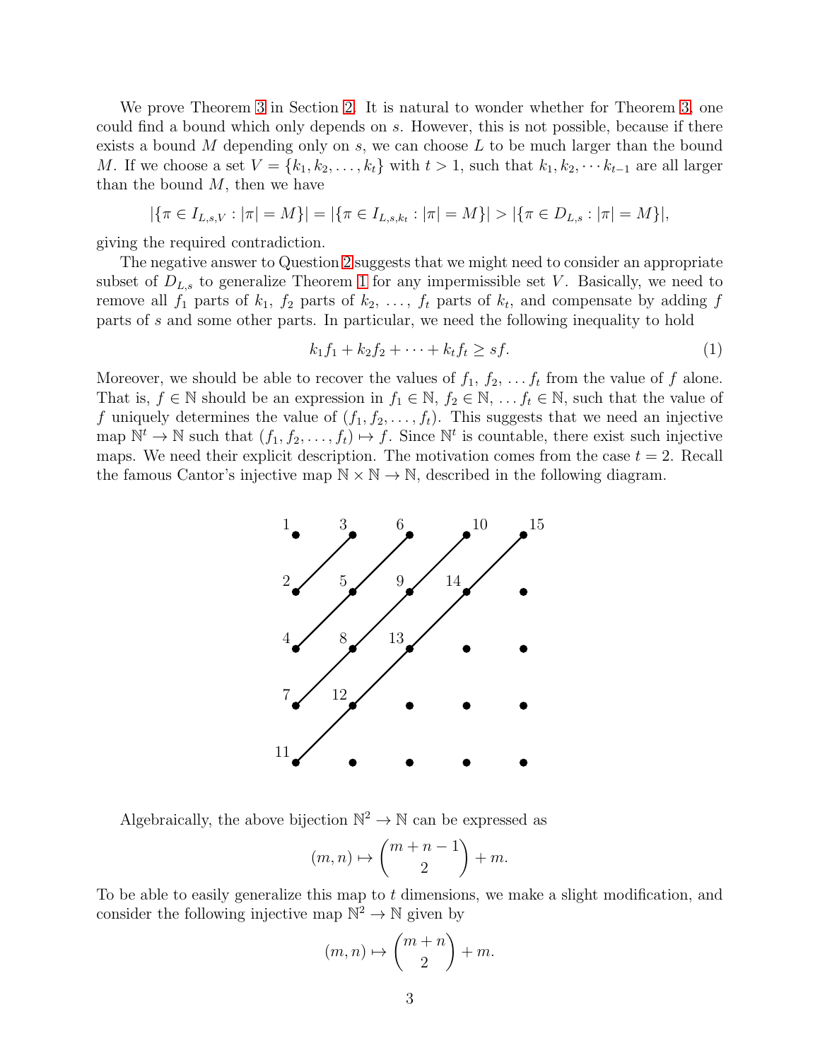We prove Theorem 3 in Section 2. It is natural to wonder whether for Theorem 3, one could find a bound which only depends on $s$. However, this is not possible, because if there exists a bound $M$ depending only on $s$, we can choose $L$ to be much larger than the bound $M$. If we choose a set $V = \{k_1, k_2, \ldots, k_t\}$ with $t > 1$, such that $k_1, k_2, \cdots k_{t-1}$ are all larger than the bound $M$, then we have

$$|\{\pi \in I_{L,s,V} : |\pi| = M\}| = |\{\pi \in I_{L,s,k_t} : |\pi| = M\}| > |\{\pi \in D_{L,s} : |\pi| = M\}|,$$

giving the required contradiction.

The negative answer to Question 2 suggests that we might need to consider an appropriate subset of $D_{L,s}$ to generalize Theorem 1 for any impermissible set $V$. Basically, we need to remove all $f_1$ parts of $k_1$, $f_2$ parts of $k_2$, $\ldots$, $f_t$ parts of $k_t$, and compensate by adding $f$ parts of $s$ and some other parts. In particular, we need the following inequality to hold

$$k_1 f_1 + k_2 f_2 + \cdots + k_t f_t \geq sf. \tag{1}$$

Moreover, we should be able to recover the values of $f_1$, $f_2$, $\ldots$ $f_t$ from the value of $f$ alone. That is, $f \in \mathbb{N}$ should be an expression in $f_1 \in \mathbb{N}$, $f_2 \in \mathbb{N}$, $\ldots$ $f_t \in \mathbb{N}$, such that the value of $f$ uniquely determines the value of $(f_1, f_2, \ldots, f_t)$. This suggests that we need an injective map $\mathbb{N}^t \to \mathbb{N}$ such that $(f_1, f_2, \ldots, f_t) \mapsto f$. Since $\mathbb{N}^t$ is countable, there exist such injective maps. We need their explicit description. The motivation comes from the case $t = 2$. Recall the famous Cantor's injective map $\mathbb{N} \times \mathbb{N} \to \mathbb{N}$, described in the following diagram.

| 1 | 3 | 6 | 10 | 15 |
|---|---|---|---|---|
| 2 | 5 | 9 | 14 | • |
| 4 | 8 | 13 | • | • |
| 7 | 12 | • | • | • |
| 11 | • | • | • | • |

Algebraically, the above bijection $\mathbb{N}^2 \to \mathbb{N}$ can be expressed as

$$(m, n) \mapsto \binom{m+n-1}{2} + m.$$

To be able to easily generalize this map to $t$ dimensions, we make a slight modification, and consider the following injective map $\mathbb{N}^2 \to \mathbb{N}$ given by

$$(m, n) \mapsto \binom{m+n}{2} + m.$$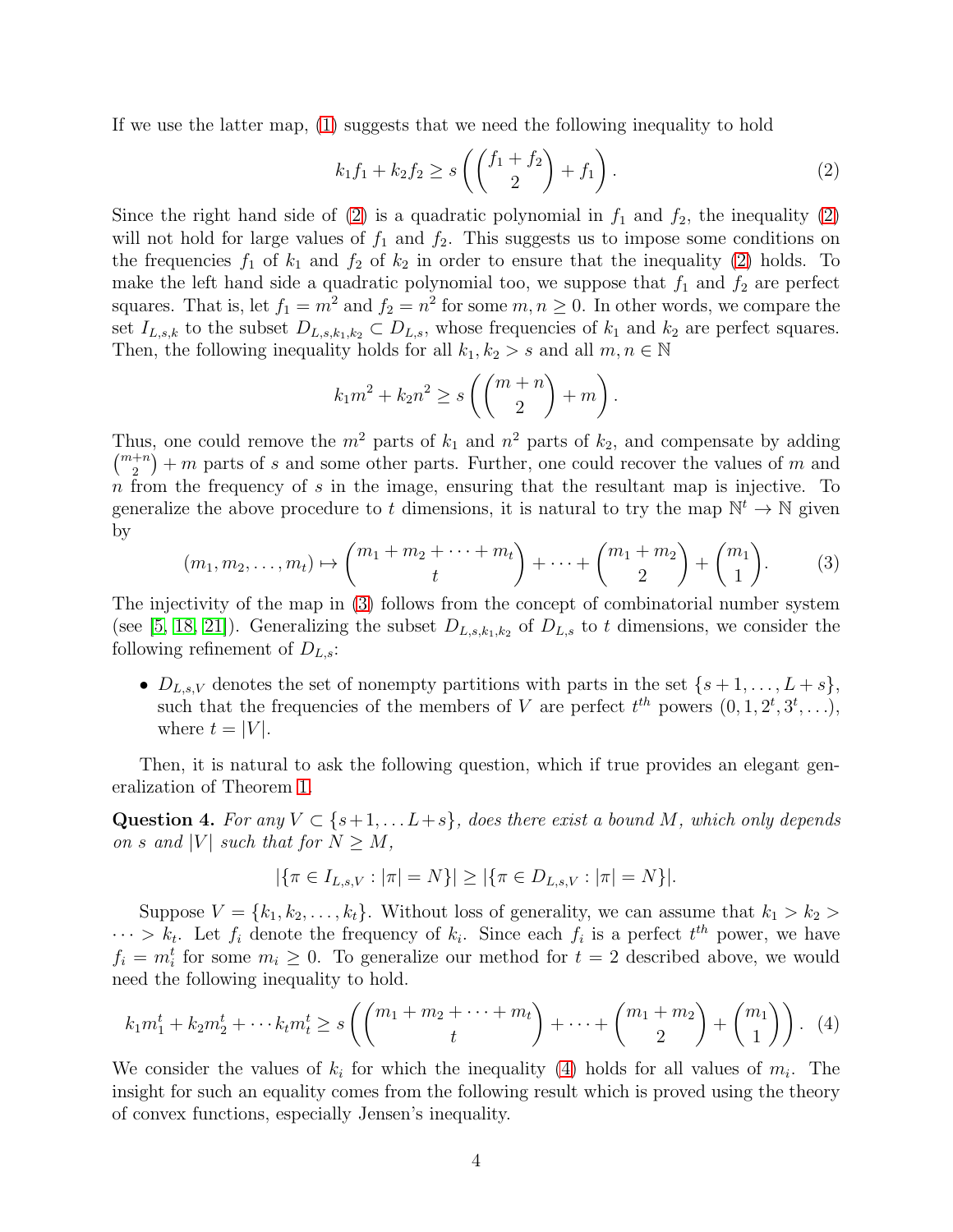If we use the latter map, (1) suggests that we need the following inequality to hold

$$k_1 f_1 + k_2 f_2 \geq s\left(\binom{f_1+f_2}{2} + f_1\right). \tag{2}$$

Since the right hand side of (2) is a quadratic polynomial in $f_1$ and $f_2$, the inequality (2) will not hold for large values of $f_1$ and $f_2$. This suggests us to impose some conditions on the frequencies $f_1$ of $k_1$ and $f_2$ of $k_2$ in order to ensure that the inequality (2) holds. To make the left hand side a quadratic polynomial too, we suppose that $f_1$ and $f_2$ are perfect squares. That is, let $f_1 = m^2$ and $f_2 = n^2$ for some $m, n \geq 0$. In other words, we compare the set $I_{L,s,k}$ to the subset $D_{L,s,k_1,k_2} \subset D_{L,s}$, whose frequencies of $k_1$ and $k_2$ are perfect squares. Then, the following inequality holds for all $k_1, k_2 > s$ and all $m, n \in \mathbb{N}$

$$k_1 m^2 + k_2 n^2 \geq s\left(\binom{m+n}{2} + m\right).$$

Thus, one could remove the $m^2$ parts of $k_1$ and $n^2$ parts of $k_2$, and compensate by adding $\binom{m+n}{2} + m$ parts of $s$ and some other parts. Further, one could recover the values of $m$ and $n$ from the frequency of $s$ in the image, ensuring that the resultant map is injective. To generalize the above procedure to $t$ dimensions, it is natural to try the map $\mathbb{N}^t \to \mathbb{N}$ given by

$$(m_1, m_2, \ldots, m_t) \mapsto \binom{m_1+m_2+\cdots+m_t}{t} + \cdots + \binom{m_1+m_2}{2} + \binom{m_1}{1}. \tag{3}$$

The injectivity of the map in (3) follows from the concept of combinatorial number system (see [5, 18, 21]). Generalizing the subset $D_{L,s,k_1,k_2}$ of $D_{L,s}$ to $t$ dimensions, we consider the following refinement of $D_{L,s}$:

- $D_{L,s,V}$ denotes the set of nonempty partitions with parts in the set $\{s+1, \ldots, L+s\}$, such that the frequencies of the members of $V$ are perfect $t^{th}$ powers $(0, 1, 2^t, 3^t, \ldots)$, where $t = |V|$.

Then, it is natural to ask the following question, which if true provides an elegant generalization of Theorem 1.

**Question 4.** *For any $V \subset \{s+1, \ldots L+s\}$, does there exist a bound $M$, which only depends on $s$ and $|V|$ such that for $N \geq M$,*

$$|\{\pi \in I_{L,s,V} : |\pi| = N\}| \geq |\{\pi \in D_{L,s,V} : |\pi| = N\}|.$$

Suppose $V = \{k_1, k_2, \ldots, k_t\}$. Without loss of generality, we can assume that $k_1 > k_2 > \cdots > k_t$. Let $f_i$ denote the frequency of $k_i$. Since each $f_i$ is a perfect $t^{th}$ power, we have $f_i = m_i^t$ for some $m_i \geq 0$. To generalize our method for $t = 2$ described above, we would need the following inequality to hold.

$$k_1 m_1^t + k_2 m_2^t + \cdots k_t m_t^t \geq s\left(\binom{m_1+m_2+\cdots+m_t}{t} + \cdots + \binom{m_1+m_2}{2} + \binom{m_1}{1}\right). \tag{4}$$

We consider the values of $k_i$ for which the inequality (4) holds for all values of $m_i$. The insight for such an equality comes from the following result which is proved using the theory of convex functions, especially Jensen's inequality.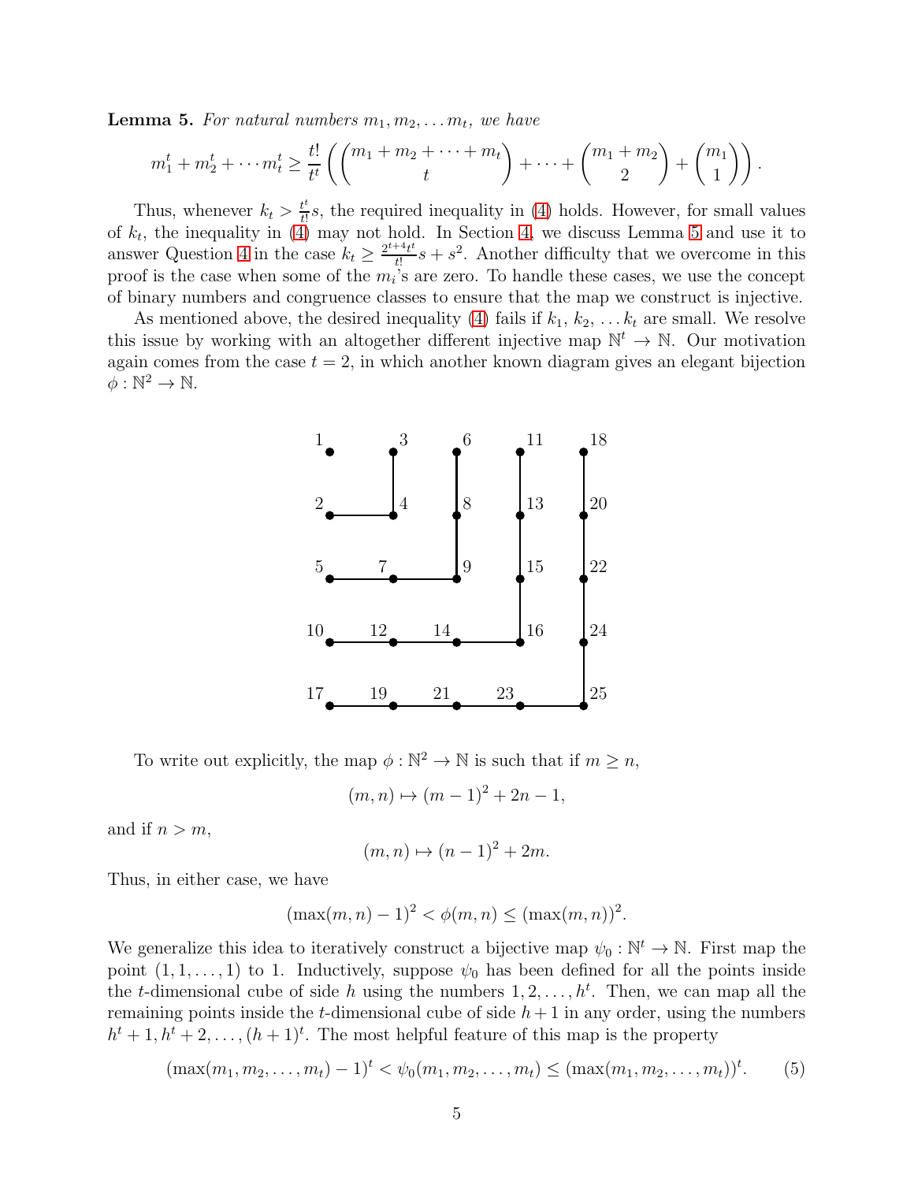**Lemma 5.** *For natural numbers $m_1, m_2, \dots m_t$, we have*

$$m_1^t + m_2^t + \cdots m_t^t \geq \frac{t!}{t^t}\left(\binom{m_1+m_2+\cdots+m_t}{t} + \cdots + \binom{m_1+m_2}{2} + \binom{m_1}{1}\right).$$

Thus, whenever $k_t > \frac{t^t}{t!}s$, the required inequality in (4) holds. However, for small values of $k_t$, the inequality in (4) may not hold. In Section 4, we discuss Lemma 5 and use it to answer Question 4 in the case $k_t \geq \frac{2^{t+4}t^t}{t!}s + s^2$. Another difficulty that we overcome in this proof is the case when some of the $m_i$'s are zero. To handle these cases, we use the concept of binary numbers and congruence classes to ensure that the map we construct is injective.

As mentioned above, the desired inequality (4) fails if $k_1, k_2, \dots k_t$ are small. We resolve this issue by working with an altogether different injective map $\mathbb{N}^t \to \mathbb{N}$. Our motivation again comes from the case $t = 2$, in which another known diagram gives an elegant bijection $\phi : \mathbb{N}^2 \to \mathbb{N}$.

To write out explicitly, the map $\phi : \mathbb{N}^2 \to \mathbb{N}$ is such that if $m \geq n$,

$$(m, n) \mapsto (m-1)^2 + 2n - 1,$$

and if $n > m$,

$$(m, n) \mapsto (n-1)^2 + 2m.$$

Thus, in either case, we have

$$(\max(m,n) - 1)^2 < \phi(m,n) \leq (\max(m,n))^2.$$

We generalize this idea to iteratively construct a bijective map $\psi_0 : \mathbb{N}^t \to \mathbb{N}$. First map the point $(1, 1, \dots, 1)$ to 1. Inductively, suppose $\psi_0$ has been defined for all the points inside the $t$-dimensional cube of side $h$ using the numbers $1, 2, \dots, h^t$. Then, we can map all the remaining points inside the $t$-dimensional cube of side $h+1$ in any order, using the numbers $h^t + 1, h^t + 2, \dots, (h+1)^t$. The most helpful feature of this map is the property

$$(\max(m_1, m_2, \dots, m_t) - 1)^t < \psi_0(m_1, m_2, \dots, m_t) \leq (\max(m_1, m_2, \dots, m_t))^t. \tag{5}$$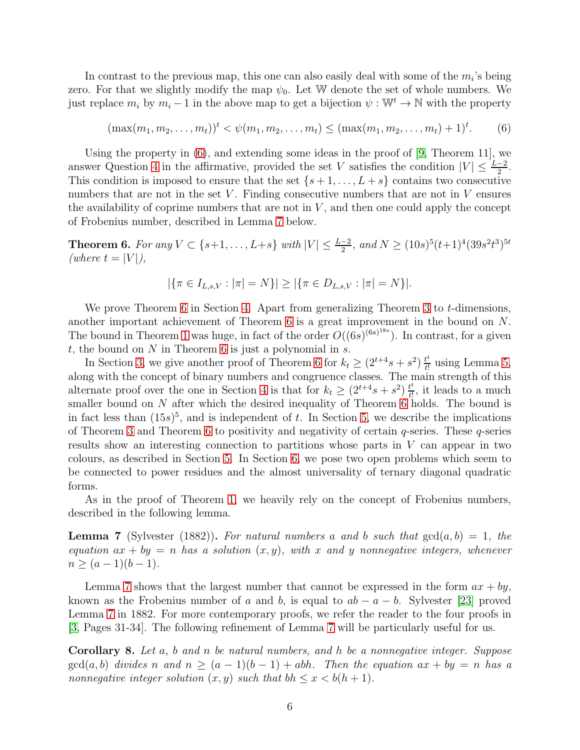In contrast to the previous map, this one can also easily deal with some of the $m_i$'s being zero. For that we slightly modify the map $\psi_0$. Let $\mathbb{W}$ denote the set of whole numbers. We just replace $m_i$ by $m_i - 1$ in the above map to get a bijection $\psi : \mathbb{W}^t \to \mathbb{N}$ with the property

$$(\max(m_1, m_2, \ldots, m_t))^t < \psi(m_1, m_2, \ldots, m_t) \leq (\max(m_1, m_2, \ldots, m_t) + 1)^t. \tag{6}$$

Using the property in (6), and extending some ideas in the proof of [9, Theorem 11], we answer Question 4 in the affirmative, provided the set $V$ satisfies the condition $|V| \leq \frac{L-2}{2}$. This condition is imposed to ensure that the set $\{s+1, \ldots, L+s\}$ contains two consecutive numbers that are not in the set $V$. Finding consecutive numbers that are not in $V$ ensures the availability of coprime numbers that are not in $V$, and then one could apply the concept of Frobenius number, described in Lemma 7 below.

**Theorem 6.** *For any $V \subset \{s+1, \ldots, L+s\}$ with $|V| \leq \frac{L-2}{2}$, and $N \geq (10s)^5(t+1)^4(39s^2t^3)^{5t}$ (where $t = |V|$),*

$$|\{\pi \in I_{L,s,V} : |\pi| = N\}| \geq |\{\pi \in D_{L,s,V} : |\pi| = N\}|.$$

We prove Theorem 6 in Section 4. Apart from generalizing Theorem 3 to $t$-dimensions, another important achievement of Theorem 6 is a great improvement in the bound on $N$. The bound in Theorem 1 was huge, in fact of the order $O((6s)^{(6s)^{18s}})$. In contrast, for a given $t$, the bound on $N$ in Theorem 6 is just a polynomial in $s$.

In Section 3, we give another proof of Theorem 6 for $k_t \geq (2^{t+4}s + s^2)\frac{t^t}{t!}$ using Lemma 5, along with the concept of binary numbers and congruence classes. The main strength of this alternate proof over the one in Section 4 is that for $k_t \geq (2^{t+4}s + s^2)\frac{t^t}{t!}$, it leads to a much smaller bound on $N$ after which the desired inequality of Theorem 6 holds. The bound is in fact less than $(15s)^5$, and is independent of $t$. In Section 5, we describe the implications of Theorem 3 and Theorem 6 to positivity and negativity of certain $q$-series. These $q$-series results show an interesting connection to partitions whose parts in $V$ can appear in two colours, as described in Section 5. In Section 6, we pose two open problems which seem to be connected to power residues and the almost universality of ternary diagonal quadratic forms.

As in the proof of Theorem 1, we heavily rely on the concept of Frobenius numbers, described in the following lemma.

**Lemma 7** (Sylvester (1882))**.** *For natural numbers $a$ and $b$ such that $\gcd(a, b) = 1$, the equation $ax + by = n$ has a solution $(x, y)$, with $x$ and $y$ nonnegative integers, whenever $n \geq (a-1)(b-1)$.*

Lemma 7 shows that the largest number that cannot be expressed in the form $ax + by$, known as the Frobenius number of $a$ and $b$, is equal to $ab - a - b$. Sylvester [23] proved Lemma 7 in 1882. For more contemporary proofs, we refer the reader to the four proofs in [3, Pages 31-34]. The following refinement of Lemma 7 will be particularly useful for us.

**Corollary 8.** *Let $a$, $b$ and $n$ be natural numbers, and $h$ be a nonnegative integer. Suppose $\gcd(a, b)$ divides $n$ and $n \geq (a-1)(b-1) + abh$. Then the equation $ax + by = n$ has a nonnegative integer solution $(x, y)$ such that $bh \leq x < b(h+1)$.*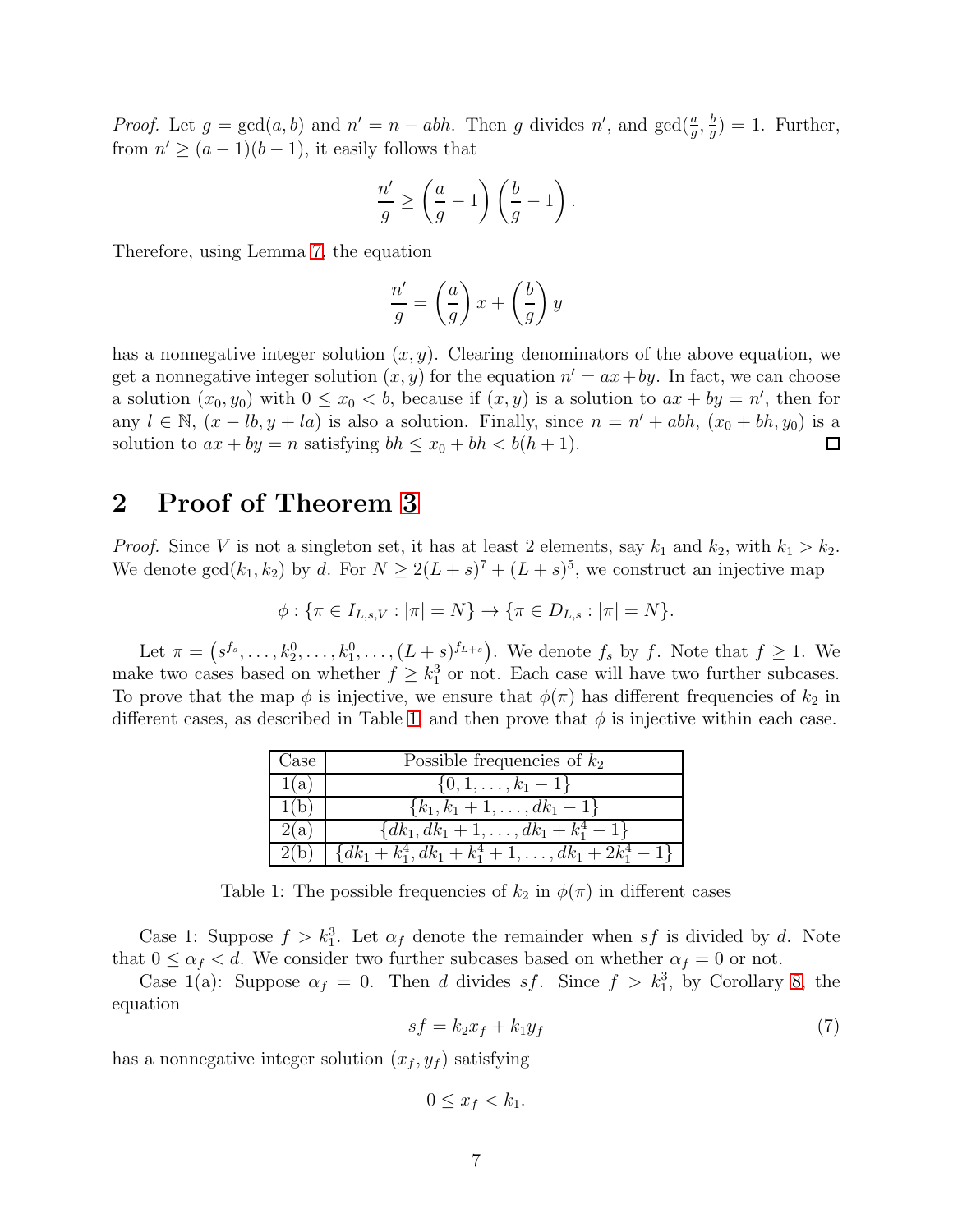*Proof.* Let $g = \gcd(a, b)$ and $n' = n - abh$. Then $g$ divides $n'$, and $\gcd(\frac{a}{g}, \frac{b}{g}) = 1$. Further, from $n' \geq (a-1)(b-1)$, it easily follows that

$$\frac{n'}{g} \geq \left(\frac{a}{g} - 1\right)\left(\frac{b}{g} - 1\right).$$

Therefore, using Lemma 7, the equation

$$\frac{n'}{g} = \left(\frac{a}{g}\right)x + \left(\frac{b}{g}\right)y$$

has a nonnegative integer solution $(x, y)$. Clearing denominators of the above equation, we get a nonnegative integer solution $(x, y)$ for the equation $n' = ax + by$. In fact, we can choose a solution $(x_0, y_0)$ with $0 \leq x_0 < b$, because if $(x, y)$ is a solution to $ax + by = n'$, then for any $l \in \mathbb{N}$, $(x - lb, y + la)$ is also a solution. Finally, since $n = n' + abh$, $(x_0 + bh, y_0)$ is a solution to $ax + by = n$ satisfying $bh \leq x_0 + bh < b(h+1)$. □

## 2 Proof of Theorem 3

*Proof.* Since $V$ is not a singleton set, it has at least 2 elements, say $k_1$ and $k_2$, with $k_1 > k_2$. We denote $\gcd(k_1, k_2)$ by $d$. For $N \geq 2(L+s)^7 + (L+s)^5$, we construct an injective map

$$\phi : \{\pi \in I_{L,s,V} : |\pi| = N\} \to \{\pi \in D_{L,s} : |\pi| = N\}.$$

Let $\pi = \left(s^{f_s}, \ldots, k_2^0, \ldots, k_1^0, \ldots, (L+s)^{f_{L+s}}\right)$. We denote $f_s$ by $f$. Note that $f \geq 1$. We make two cases based on whether $f \geq k_1^3$ or not. Each case will have two further subcases. To prove that the map $\phi$ is injective, we ensure that $\phi(\pi)$ has different frequencies of $k_2$ in different cases, as described in Table 1, and then prove that $\phi$ is injective within each case.

| Case | Possible frequencies of $k_2$ |
|---|---|
| 1(a) | $\{0, 1, \ldots, k_1 - 1\}$ |
| 1(b) | $\{k_1, k_1 + 1, \ldots, dk_1 - 1\}$ |
| 2(a) | $\{dk_1, dk_1 + 1, \ldots, dk_1 + k_1^4 - 1\}$ |
| 2(b) | $\{dk_1 + k_1^4, dk_1 + k_1^4 + 1, \ldots, dk_1 + 2k_1^4 - 1\}$ |

Table 1: The possible frequencies of $k_2$ in $\phi(\pi)$ in different cases

Case 1: Suppose $f > k_1^3$. Let $\alpha_f$ denote the remainder when $sf$ is divided by $d$. Note that $0 \leq \alpha_f < d$. We consider two further subcases based on whether $\alpha_f = 0$ or not.

Case 1(a): Suppose $\alpha_f = 0$. Then $d$ divides $sf$. Since $f > k_1^3$, by Corollary 8, the equation

$$sf = k_2 x_f + k_1 y_f \tag{7}$$

has a nonnegative integer solution $(x_f, y_f)$ satisfying

$$0 \leq x_f < k_1.$$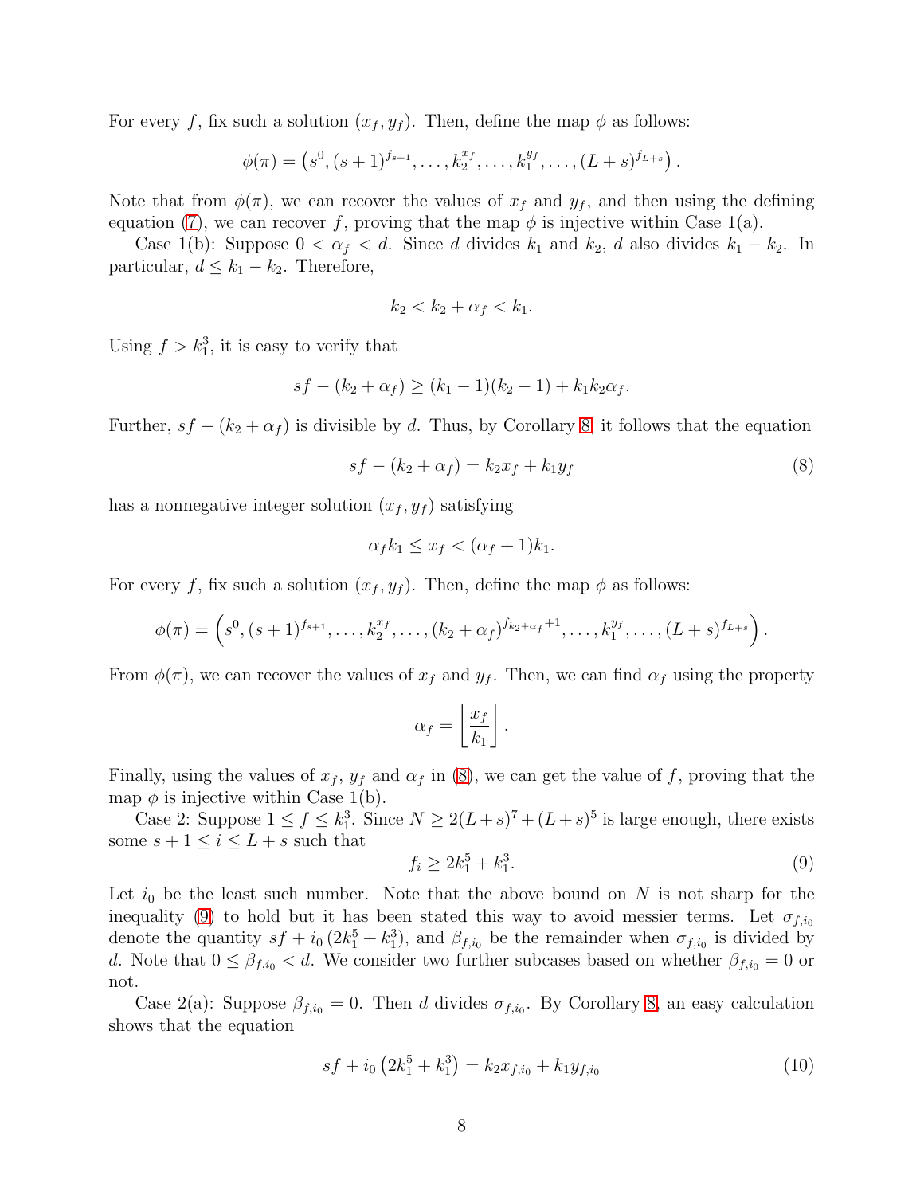For every $f$, fix such a solution $(x_f, y_f)$. Then, define the map $\phi$ as follows:

$$\phi(\pi) = \left(s^0, (s+1)^{f_{s+1}}, \ldots, k_2^{x_f}, \ldots, k_1^{y_f}, \ldots, (L+s)^{f_{L+s}}\right).$$

Note that from $\phi(\pi)$, we can recover the values of $x_f$ and $y_f$, and then using the defining equation (7), we can recover $f$, proving that the map $\phi$ is injective within Case 1(a).

Case 1(b): Suppose $0 < \alpha_f < d$. Since $d$ divides $k_1$ and $k_2$, $d$ also divides $k_1 - k_2$. In particular, $d \leq k_1 - k_2$. Therefore,

$$k_2 < k_2 + \alpha_f < k_1.$$

Using $f > k_1^3$, it is easy to verify that

$$sf - (k_2 + \alpha_f) \geq (k_1 - 1)(k_2 - 1) + k_1 k_2 \alpha_f.$$

Further, $sf - (k_2 + \alpha_f)$ is divisible by $d$. Thus, by Corollary 8, it follows that the equation

$$sf - (k_2 + \alpha_f) = k_2 x_f + k_1 y_f \tag{8}$$

has a nonnegative integer solution $(x_f, y_f)$ satisfying

$$\alpha_f k_1 \leq x_f < (\alpha_f + 1) k_1.$$

For every $f$, fix such a solution $(x_f, y_f)$. Then, define the map $\phi$ as follows:

$$\phi(\pi) = \left(s^0, (s+1)^{f_{s+1}}, \ldots, k_2^{x_f}, \ldots, (k_2+\alpha_f)^{f_{k_2+\alpha_f}+1}, \ldots, k_1^{y_f}, \ldots, (L+s)^{f_{L+s}}\right).$$

From $\phi(\pi)$, we can recover the values of $x_f$ and $y_f$. Then, we can find $\alpha_f$ using the property

$$\alpha_f = \left\lfloor \frac{x_f}{k_1} \right\rfloor.$$

Finally, using the values of $x_f$, $y_f$ and $\alpha_f$ in (8), we can get the value of $f$, proving that the map $\phi$ is injective within Case 1(b).

Case 2: Suppose $1 \leq f \leq k_1^3$. Since $N \geq 2(L+s)^7 + (L+s)^5$ is large enough, there exists some $s + 1 \leq i \leq L + s$ such that

$$f_i \geq 2k_1^5 + k_1^3. \tag{9}$$

Let $i_0$ be the least such number. Note that the above bound on $N$ is not sharp for the inequality (9) to hold but it has been stated this way to avoid messier terms. Let $\sigma_{f,i_0}$ denote the quantity $sf + i_0\left(2k_1^5 + k_1^3\right)$, and $\beta_{f,i_0}$ be the remainder when $\sigma_{f,i_0}$ is divided by $d$. Note that $0 \leq \beta_{f,i_0} < d$. We consider two further subcases based on whether $\beta_{f,i_0} = 0$ or not.

Case 2(a): Suppose $\beta_{f,i_0} = 0$. Then $d$ divides $\sigma_{f,i_0}$. By Corollary 8, an easy calculation shows that the equation

$$sf + i_0\left(2k_1^5 + k_1^3\right) = k_2 x_{f,i_0} + k_1 y_{f,i_0} \tag{10}$$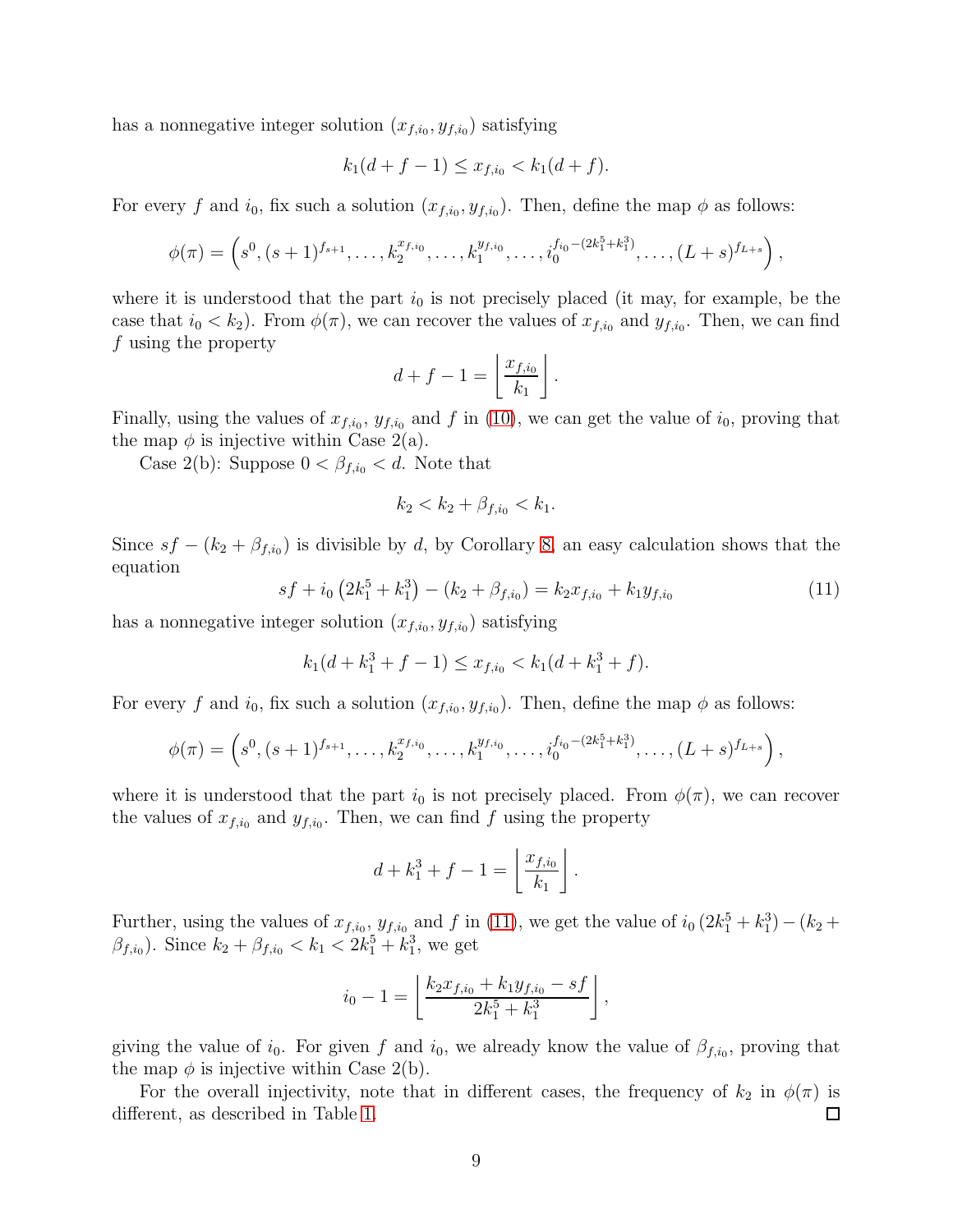has a nonnegative integer solution $(x_{f,i_0}, y_{f,i_0})$ satisfying

$$k_1(d+f-1) \le x_{f,i_0} < k_1(d+f).$$

For every $f$ and $i_0$, fix such a solution $(x_{f,i_0}, y_{f,i_0})$. Then, define the map $\phi$ as follows:

$$\phi(\pi) = \left(s^0, (s+1)^{f_{s+1}}, \ldots, k_2^{x_{f,i_0}}, \ldots, k_1^{y_{f,i_0}}, \ldots, i_0^{f_{i_0}-(2k_1^5+k_1^3)}, \ldots, (L+s)^{f_{L+s}}\right),$$

where it is understood that the part $i_0$ is not precisely placed (it may, for example, be the case that $i_0 < k_2$). From $\phi(\pi)$, we can recover the values of $x_{f,i_0}$ and $y_{f,i_0}$. Then, we can find $f$ using the property

$$d+f-1 = \left\lfloor \frac{x_{f,i_0}}{k_1} \right\rfloor.$$

Finally, using the values of $x_{f,i_0}$, $y_{f,i_0}$ and $f$ in (10), we can get the value of $i_0$, proving that the map $\phi$ is injective within Case 2(a).

Case 2(b): Suppose $0 < \beta_{f,i_0} < d$. Note that

$$k_2 < k_2 + \beta_{f,i_0} < k_1.$$

Since $sf - (k_2 + \beta_{f,i_0})$ is divisible by $d$, by Corollary 8, an easy calculation shows that the equation

$$sf + i_0\left(2k_1^5 + k_1^3\right) - (k_2 + \beta_{f,i_0}) = k_2 x_{f,i_0} + k_1 y_{f,i_0} \tag{11}$$

has a nonnegative integer solution $(x_{f,i_0}, y_{f,i_0})$ satisfying

$$k_1(d + k_1^3 + f - 1) \le x_{f,i_0} < k_1(d + k_1^3 + f).$$

For every $f$ and $i_0$, fix such a solution $(x_{f,i_0}, y_{f,i_0})$. Then, define the map $\phi$ as follows:

$$\phi(\pi) = \left(s^0, (s+1)^{f_{s+1}}, \ldots, k_2^{x_{f,i_0}}, \ldots, k_1^{y_{f,i_0}}, \ldots, i_0^{f_{i_0}-(2k_1^5+k_1^3)}, \ldots, (L+s)^{f_{L+s}}\right),$$

where it is understood that the part $i_0$ is not precisely placed. From $\phi(\pi)$, we can recover the values of $x_{f,i_0}$ and $y_{f,i_0}$. Then, we can find $f$ using the property

$$d + k_1^3 + f - 1 = \left\lfloor \frac{x_{f,i_0}}{k_1} \right\rfloor.$$

Further, using the values of $x_{f,i_0}$, $y_{f,i_0}$ and $f$ in (11), we get the value of $i_0\left(2k_1^5 + k_1^3\right) - (k_2 + \beta_{f,i_0})$. Since $k_2 + \beta_{f,i_0} < k_1 < 2k_1^5 + k_1^3$, we get

$$i_0 - 1 = \left\lfloor \frac{k_2 x_{f,i_0} + k_1 y_{f,i_0} - sf}{2k_1^5 + k_1^3} \right\rfloor,$$

giving the value of $i_0$. For given $f$ and $i_0$, we already know the value of $\beta_{f,i_0}$, proving that the map $\phi$ is injective within Case 2(b).

For the overall injectivity, note that in different cases, the frequency of $k_2$ in $\phi(\pi)$ is different, as described in Table 1. ◻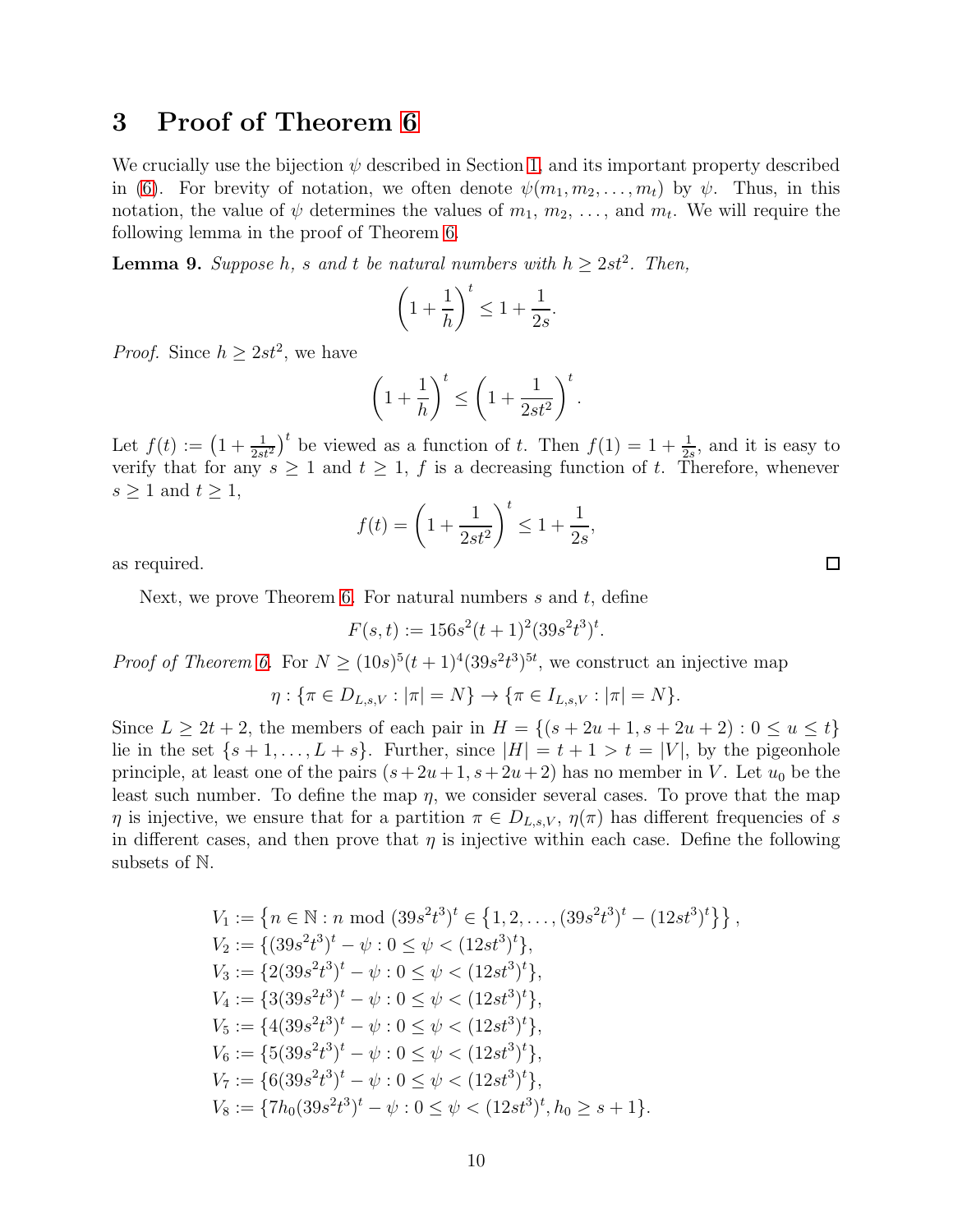## 3 Proof of Theorem 6

We crucially use the bijection $\psi$ described in Section 1, and its important property described in (6). For brevity of notation, we often denote $\psi(m_1, m_2, \ldots, m_t)$ by $\psi$. Thus, in this notation, the value of $\psi$ determines the values of $m_1$, $m_2$, $\ldots$, and $m_t$. We will require the following lemma in the proof of Theorem 6.

**Lemma 9.** *Suppose $h$, $s$ and $t$ be natural numbers with $h \geq 2st^2$. Then,*

$$\left(1 + \frac{1}{h}\right)^t \leq 1 + \frac{1}{2s}.$$

*Proof.* Since $h \geq 2st^2$, we have

$$\left(1 + \frac{1}{h}\right)^t \leq \left(1 + \frac{1}{2st^2}\right)^t.$$

Let $f(t) := \left(1 + \frac{1}{2st^2}\right)^t$ be viewed as a function of $t$. Then $f(1) = 1 + \frac{1}{2s}$, and it is easy to verify that for any $s \geq 1$ and $t \geq 1$, $f$ is a decreasing function of $t$. Therefore, whenever $s \geq 1$ and $t \geq 1$,

$$f(t) = \left(1 + \frac{1}{2st^2}\right)^t \leq 1 + \frac{1}{2s},$$

as required. □

Next, we prove Theorem 6. For natural numbers $s$ and $t$, define

$$F(s,t) := 156s^2(t+1)^2(39s^2t^3)^t.$$

*Proof of Theorem 6.* For $N \geq (10s)^5(t+1)^4(39s^2t^3)^{5t}$, we construct an injective map

$$\eta : \{\pi \in D_{L,s,V} : |\pi| = N\} \to \{\pi \in I_{L,s,V} : |\pi| = N\}.$$

Since $L \geq 2t+2$, the members of each pair in $H = \{(s+2u+1, s+2u+2) : 0 \leq u \leq t\}$ lie in the set $\{s+1, \ldots, L+s\}$. Further, since $|H| = t+1 > t = |V|$, by the pigeonhole principle, at least one of the pairs $(s+2u+1, s+2u+2)$ has no member in $V$. Let $u_0$ be the least such number. To define the map $\eta$, we consider several cases. To prove that the map $\eta$ is injective, we ensure that for a partition $\pi \in D_{L,s,V}$, $\eta(\pi)$ has different frequencies of $s$ in different cases, and then prove that $\eta$ is injective within each case. Define the following subsets of $\mathbb{N}$.

$$\begin{aligned}
V_1 &:= \left\{n \in \mathbb{N} : n \bmod (39s^2t^3)^t \in \left\{1, 2, \ldots, (39s^2t^3)^t - (12st^3)^t\right\}\right\}, \\
V_2 &:= \{(39s^2t^3)^t - \psi : 0 \leq \psi < (12st^3)^t\}, \\
V_3 &:= \{2(39s^2t^3)^t - \psi : 0 \leq \psi < (12st^3)^t\}, \\
V_4 &:= \{3(39s^2t^3)^t - \psi : 0 \leq \psi < (12st^3)^t\}, \\
V_5 &:= \{4(39s^2t^3)^t - \psi : 0 \leq \psi < (12st^3)^t\}, \\
V_6 &:= \{5(39s^2t^3)^t - \psi : 0 \leq \psi < (12st^3)^t\}, \\
V_7 &:= \{6(39s^2t^3)^t - \psi : 0 \leq \psi < (12st^3)^t\}, \\
V_8 &:= \{7h_0(39s^2t^3)^t - \psi : 0 \leq \psi < (12st^3)^t, h_0 \geq s+1\}.
\end{aligned}$$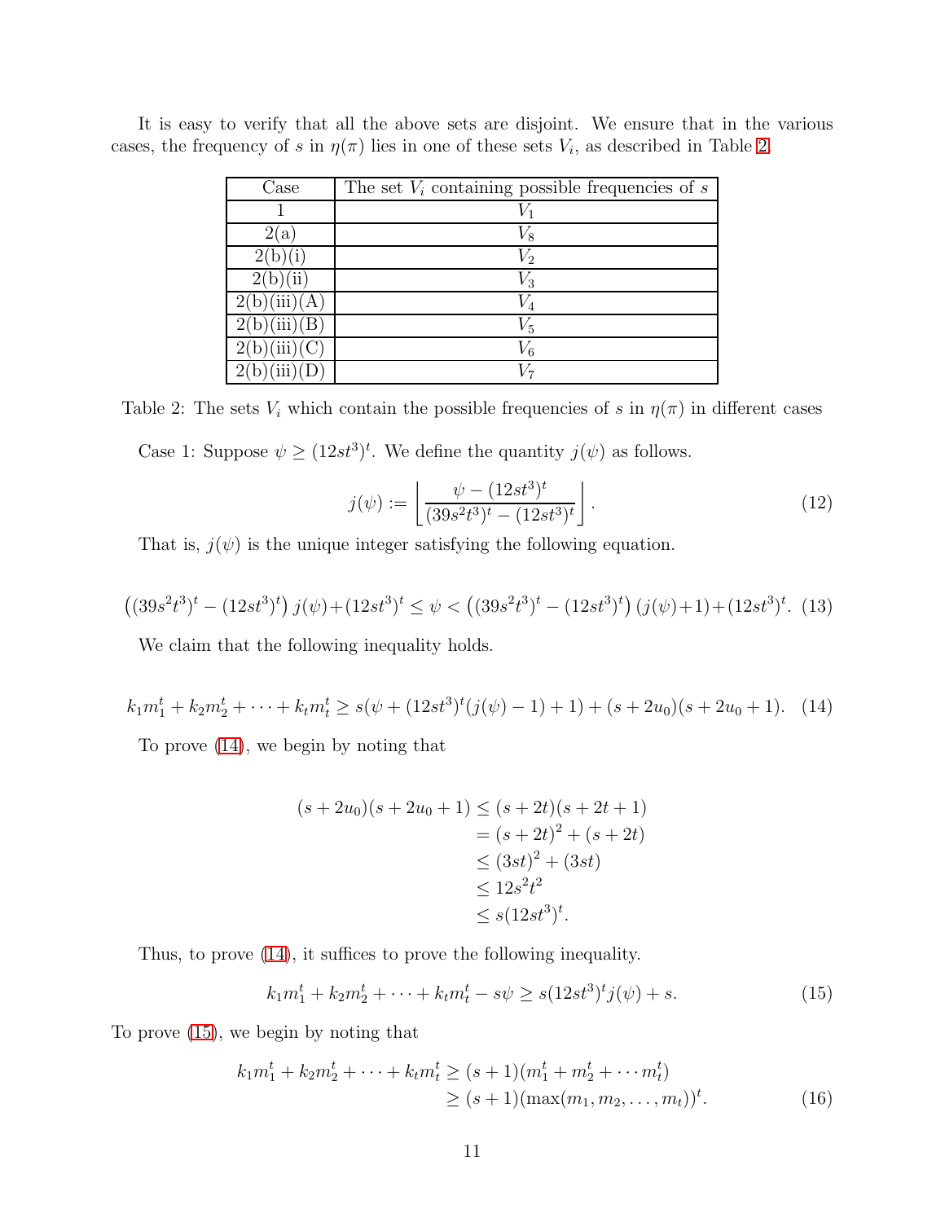It is easy to verify that all the above sets are disjoint. We ensure that in the various cases, the frequency of $s$ in $\eta(\pi)$ lies in one of these sets $V_i$, as described in Table 2.

| Case | The set $V_i$ containing possible frequencies of $s$ |
|---|---|
| 1 | $V_1$ |
| 2(a) | $V_8$ |
| 2(b)(i) | $V_2$ |
| 2(b)(ii) | $V_3$ |
| 2(b)(iii)(A) | $V_4$ |
| 2(b)(iii)(B) | $V_5$ |
| 2(b)(iii)(C) | $V_6$ |
| 2(b)(iii)(D) | $V_7$ |

Table 2: The sets $V_i$ which contain the possible frequencies of $s$ in $\eta(\pi)$ in different cases

Case 1: Suppose $\psi \geq (12st^3)^t$. We define the quantity $j(\psi)$ as follows.

$$j(\psi) := \left\lfloor \frac{\psi - (12st^3)^t}{(39s^2t^3)^t - (12st^3)^t} \right\rfloor. \tag{12}$$

That is, $j(\psi)$ is the unique integer satisfying the following equation.

$$\left((39s^2t^3)^t - (12st^3)^t\right) j(\psi) + (12st^3)^t \leq \psi < \left((39s^2t^3)^t - (12st^3)^t\right)(j(\psi)+1) + (12st^3)^t. \tag{13}$$

We claim that the following inequality holds.

$$k_1m_1^t + k_2m_2^t + \cdots + k_tm_t^t \geq s(\psi + (12st^3)^t(j(\psi)-1)+1) + (s+2u_0)(s+2u_0+1). \tag{14}$$

To prove (14), we begin by noting that

$$\begin{aligned}
(s+2u_0)(s+2u_0+1) &\leq (s+2t)(s+2t+1) \\
&= (s+2t)^2 + (s+2t) \\
&\leq (3st)^2 + (3st) \\
&\leq 12s^2t^2 \\
&\leq s(12st^3)^t.
\end{aligned}$$

Thus, to prove (14), it suffices to prove the following inequality.

$$k_1m_1^t + k_2m_2^t + \cdots + k_tm_t^t - s\psi \geq s(12st^3)^t j(\psi) + s. \tag{15}$$

To prove (15), we begin by noting that

$$\begin{aligned}
k_1m_1^t + k_2m_2^t + \cdots + k_tm_t^t &\geq (s+1)(m_1^t + m_2^t + \cdots m_t^t) \\
&\geq (s+1)(\max(m_1, m_2, \ldots, m_t))^t.
\end{aligned} \tag{16}$$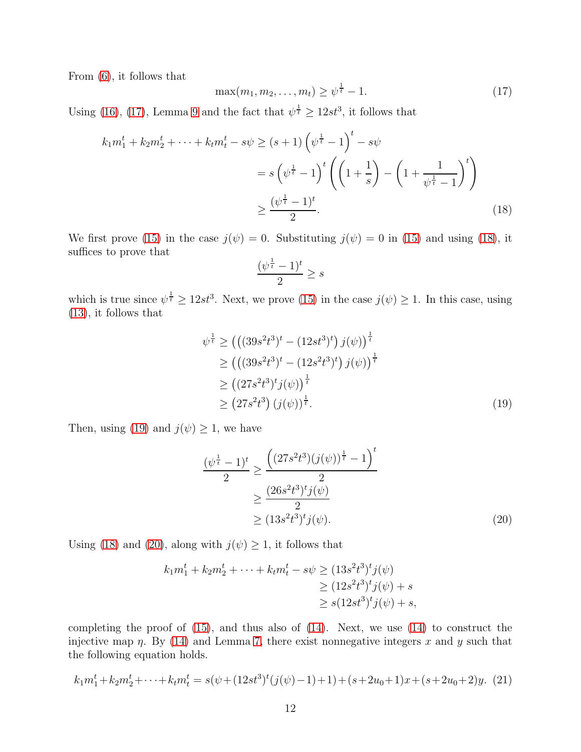From (6), it follows that

$$\max(m_1, m_2, \ldots, m_t) \geq \psi^{\frac{1}{t}} - 1. \tag{17}$$

Using (16), (17), Lemma 9 and the fact that $\psi^{\frac{1}{t}} \geq 12st^3$, it follows that

$$\begin{aligned}
k_1 m_1^t + k_2 m_2^t + \cdots + k_t m_t^t - s\psi &\geq (s+1)\left(\psi^{\frac{1}{t}} - 1\right)^t - s\psi \\
&= s\left(\psi^{\frac{1}{t}} - 1\right)^t \left(\left(1 + \frac{1}{s}\right) - \left(1 + \frac{1}{\psi^{\frac{1}{t}} - 1}\right)^t\right) \\
&\geq \frac{(\psi^{\frac{1}{t}} - 1)^t}{2}.
\end{aligned} \tag{18}$$

We first prove (15) in the case $j(\psi) = 0$. Substituting $j(\psi) = 0$ in (15) and using (18), it suffices to prove that

$$\frac{(\psi^{\frac{1}{t}} - 1)^t}{2} \geq s$$

which is true since $\psi^{\frac{1}{t}} \geq 12st^3$. Next, we prove (15) in the case $j(\psi) \geq 1$. In this case, using (13), it follows that

$$\begin{aligned}
\psi^{\frac{1}{t}} &\geq \left(\left((39s^2t^3)^t - (12st^3)^t\right) j(\psi)\right)^{\frac{1}{t}} \\
&\geq \left(\left((39s^2t^3)^t - (12s^2t^3)^t\right) j(\psi)\right)^{\frac{1}{t}} \\
&\geq \left((27s^2t^3)^t j(\psi)\right)^{\frac{1}{t}} \\
&\geq \left(27s^2t^3\right) (j(\psi))^{\frac{1}{t}}.
\end{aligned} \tag{19}$$

Then, using (19) and $j(\psi) \geq 1$, we have

$$\begin{aligned}
\frac{(\psi^{\frac{1}{t}} - 1)^t}{2} &\geq \frac{\left((27s^2t^3)(j(\psi))^{\frac{1}{t}} - 1\right)^t}{2} \\
&\geq \frac{(26s^2t^3)^t j(\psi)}{2} \\
&\geq (13s^2t^3)^t j(\psi).
\end{aligned} \tag{20}$$

Using (18) and (20), along with $j(\psi) \geq 1$, it follows that

$$\begin{aligned}
k_1 m_1^t + k_2 m_2^t + \cdots + k_t m_t^t - s\psi &\geq (13s^2t^3)^t j(\psi) \\
&\geq (12s^2t^3)^t j(\psi) + s \\
&\geq s(12st^3)^t j(\psi) + s,
\end{aligned}$$

completing the proof of (15), and thus also of (14). Next, we use (14) to construct the injective map $\eta$. By (14) and Lemma 7, there exist nonnegative integers $x$ and $y$ such that the following equation holds.

$$k_1 m_1^t + k_2 m_2^t + \cdots + k_t m_t^t = s(\psi + (12st^3)^t(j(\psi) - 1) + 1) + (s + 2u_0 + 1)x + (s + 2u_0 + 2)y. \tag{21}$$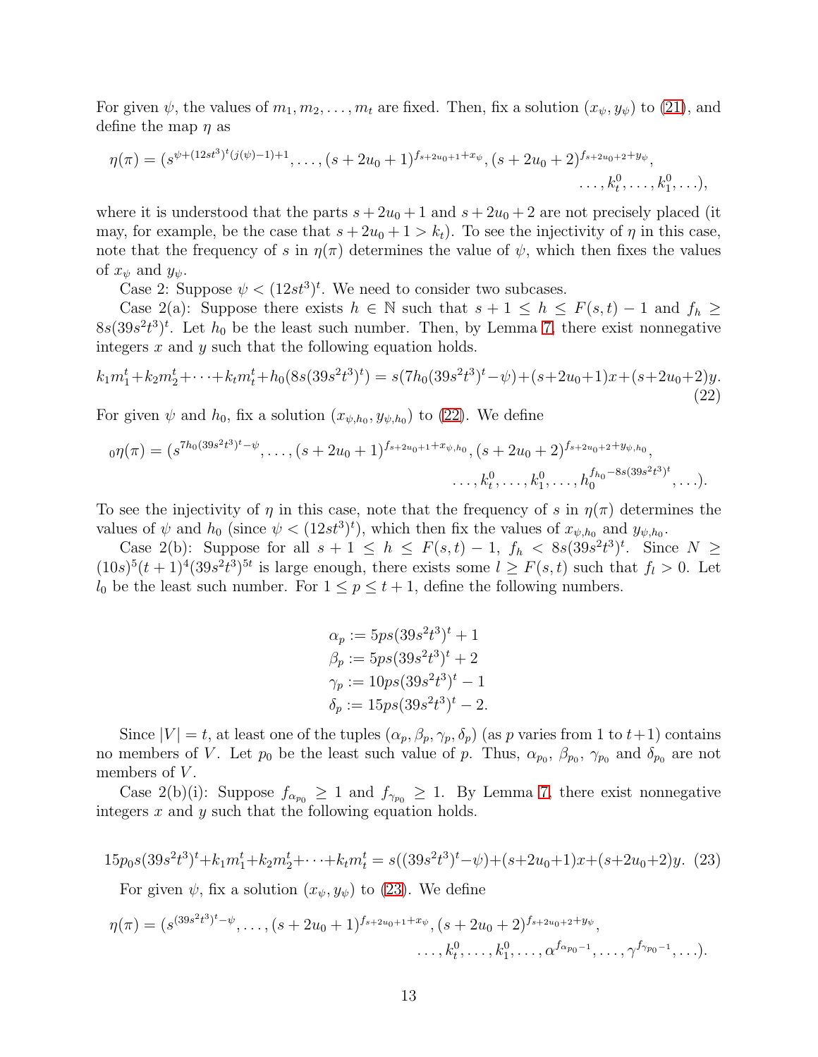For given $\psi$, the values of $m_1, m_2, \ldots, m_t$ are fixed. Then, fix a solution $(x_\psi, y_\psi)$ to (21), and define the map $\eta$ as

$$\eta(\pi) = (s^{\psi+(12st^3)^t(j(\psi)-1)+1}, \ldots, (s+2u_0+1)^{f_{s+2u_0+1}+x_\psi}, (s+2u_0+2)^{f_{s+2u_0+2}+y_\psi}, \ldots, k_t^0, \ldots, k_1^0, \ldots),$$

where it is understood that the parts $s+2u_0+1$ and $s+2u_0+2$ are not precisely placed (it may, for example, be the case that $s+2u_0+1 > k_t$). To see the injectivity of $\eta$ in this case, note that the frequency of $s$ in $\eta(\pi)$ determines the value of $\psi$, which then fixes the values of $x_\psi$ and $y_\psi$.

Case 2: Suppose $\psi < (12st^3)^t$. We need to consider two subcases.

Case 2(a): Suppose there exists $h \in \mathbb{N}$ such that $s+1 \leq h \leq F(s,t)-1$ and $f_h \geq 8s(39s^2t^3)^t$. Let $h_0$ be the least such number. Then, by Lemma 7, there exist nonnegative integers $x$ and $y$ such that the following equation holds.

$$k_1m_1^t+k_2m_2^t+\cdots+k_tm_t^t+h_0(8s(39s^2t^3)^t) = s(7h_0(39s^2t^3)^t-\psi)+(s+2u_0+1)x+(s+2u_0+2)y. \tag{22}$$

For given $\psi$ and $h_0$, fix a solution $(x_{\psi,h_0}, y_{\psi,h_0})$ to (22). We define

$${}_0\eta(\pi) = (s^{7h_0(39s^2t^3)^t-\psi}, \ldots, (s+2u_0+1)^{f_{s+2u_0+1}+x_{\psi,h_0}}, (s+2u_0+2)^{f_{s+2u_0+2}+y_{\psi,h_0}}, \ldots, k_t^0, \ldots, k_1^0, \ldots, h_0^{f_{h_0}-8s(39s^2t^3)^t}, \ldots).$$

To see the injectivity of $\eta$ in this case, note that the frequency of $s$ in $\eta(\pi)$ determines the values of $\psi$ and $h_0$ (since $\psi < (12st^3)^t$), which then fix the values of $x_{\psi,h_0}$ and $y_{\psi,h_0}$.

Case 2(b): Suppose for all $s+1 \leq h \leq F(s,t)-1$, $f_h < 8s(39s^2t^3)^t$. Since $N \geq (10s)^5(t+1)^4(39s^2t^3)^{5t}$ is large enough, there exists some $l \geq F(s,t)$ such that $f_l > 0$. Let $l_0$ be the least such number. For $1 \leq p \leq t+1$, define the following numbers.

$$\begin{aligned}
\alpha_p &:= 5ps(39s^2t^3)^t+1\\
\beta_p &:= 5ps(39s^2t^3)^t+2\\
\gamma_p &:= 10ps(39s^2t^3)^t-1\\
\delta_p &:= 15ps(39s^2t^3)^t-2.
\end{aligned}$$

Since $|V| = t$, at least one of the tuples $(\alpha_p, \beta_p, \gamma_p, \delta_p)$ (as $p$ varies from 1 to $t+1$) contains no members of $V$. Let $p_0$ be the least such value of $p$. Thus, $\alpha_{p_0}$, $\beta_{p_0}$, $\gamma_{p_0}$ and $\delta_{p_0}$ are not members of $V$.

Case 2(b)(i): Suppose $f_{\alpha_{p_0}} \geq 1$ and $f_{\gamma_{p_0}} \geq 1$. By Lemma 7, there exist nonnegative integers $x$ and $y$ such that the following equation holds.

$$15p_0s(39s^2t^3)^t+k_1m_1^t+k_2m_2^t+\cdots+k_tm_t^t = s((39s^2t^3)^t-\psi)+(s+2u_0+1)x+(s+2u_0+2)y. \tag{23}$$

For given $\psi$, fix a solution $(x_\psi, y_\psi)$ to (23). We define

$$\eta(\pi) = (s^{(39s^2t^3)^t-\psi}, \ldots, (s+2u_0+1)^{f_{s+2u_0+1}+x_\psi}, (s+2u_0+2)^{f_{s+2u_0+2}+y_\psi}, \ldots, k_t^0, \ldots, k_1^0, \ldots, \alpha^{f_{\alpha_{p_0}-1}}, \ldots, \gamma^{f_{\gamma_{p_0}-1}}, \ldots).$$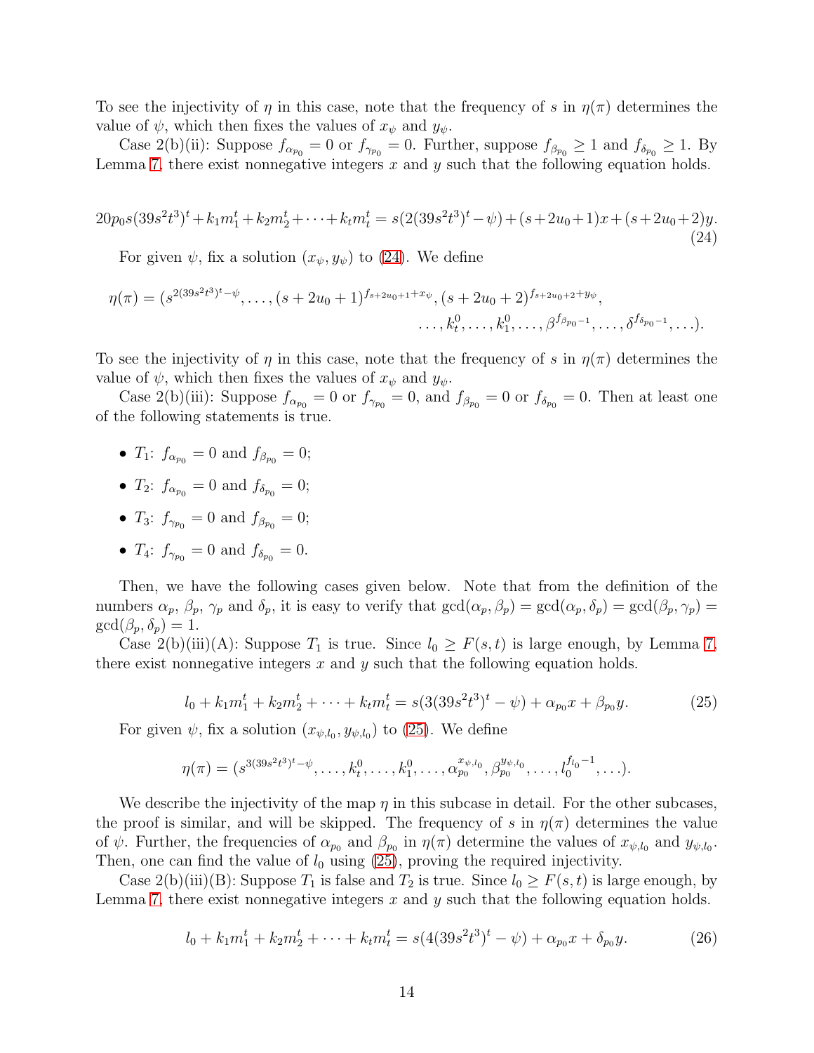To see the injectivity of $\eta$ in this case, note that the frequency of $s$ in $\eta(\pi)$ determines the value of $\psi$, which then fixes the values of $x_\psi$ and $y_\psi$.

Case 2(b)(ii): Suppose $f_{\alpha_{p_0}} = 0$ or $f_{\gamma_{p_0}} = 0$. Further, suppose $f_{\beta_{p_0}} \geq 1$ and $f_{\delta_{p_0}} \geq 1$. By Lemma 7, there exist nonnegative integers $x$ and $y$ such that the following equation holds.

$$20p_0s(39s^2t^3)^t + k_1m_1^t + k_2m_2^t + \cdots + k_tm_t^t = s(2(39s^2t^3)^t - \psi) + (s+2u_0+1)x + (s+2u_0+2)y. \tag{24}$$

For given $\psi$, fix a solution $(x_\psi, y_\psi)$ to (24). We define

$$\eta(\pi) = (s^{2(39s^2t^3)^t - \psi}, \ldots, (s+2u_0+1)^{f_{s+2u_0+1}+x_\psi}, (s+2u_0+2)^{f_{s+2u_0+2}+y_\psi}, \ldots, k_t^0, \ldots, k_1^0, \ldots, \beta^{f_{\beta_{p_0}-1}}, \ldots, \delta^{f_{\delta_{p_0}-1}}, \ldots).$$

To see the injectivity of $\eta$ in this case, note that the frequency of $s$ in $\eta(\pi)$ determines the value of $\psi$, which then fixes the values of $x_\psi$ and $y_\psi$.

Case 2(b)(iii): Suppose $f_{\alpha_{p_0}} = 0$ or $f_{\gamma_{p_0}} = 0$, and $f_{\beta_{p_0}} = 0$ or $f_{\delta_{p_0}} = 0$. Then at least one of the following statements is true.

- $T_1$: $f_{\alpha_{p_0}} = 0$ and $f_{\beta_{p_0}} = 0$;
- $T_2$: $f_{\alpha_{p_0}} = 0$ and $f_{\delta_{p_0}} = 0$;
- $T_3$: $f_{\gamma_{p_0}} = 0$ and $f_{\beta_{p_0}} = 0$;
- $T_4$: $f_{\gamma_{p_0}} = 0$ and $f_{\delta_{p_0}} = 0$.

Then, we have the following cases given below. Note that from the definition of the numbers $\alpha_p$, $\beta_p$, $\gamma_p$ and $\delta_p$, it is easy to verify that $\gcd(\alpha_p, \beta_p) = \gcd(\alpha_p, \delta_p) = \gcd(\beta_p, \gamma_p) = \gcd(\beta_p, \delta_p) = 1$.

Case 2(b)(iii)(A): Suppose $T_1$ is true. Since $l_0 \geq F(s,t)$ is large enough, by Lemma 7, there exist nonnegative integers $x$ and $y$ such that the following equation holds.

$$l_0 + k_1m_1^t + k_2m_2^t + \cdots + k_tm_t^t = s(3(39s^2t^3)^t - \psi) + \alpha_{p_0}x + \beta_{p_0}y. \tag{25}$$

For given $\psi$, fix a solution $(x_{\psi,l_0}, y_{\psi,l_0})$ to (25). We define

$$\eta(\pi) = (s^{3(39s^2t^3)^t - \psi}, \ldots, k_t^0, \ldots, k_1^0, \ldots, \alpha_{p_0}^{x_{\psi,l_0}}, \beta_{p_0}^{y_{\psi,l_0}}, \ldots, l_0^{f_{l_0}-1}, \ldots).$$

We describe the injectivity of the map $\eta$ in this subcase in detail. For the other subcases, the proof is similar, and will be skipped. The frequency of $s$ in $\eta(\pi)$ determines the value of $\psi$. Further, the frequencies of $\alpha_{p_0}$ and $\beta_{p_0}$ in $\eta(\pi)$ determine the values of $x_{\psi,l_0}$ and $y_{\psi,l_0}$. Then, one can find the value of $l_0$ using (25), proving the required injectivity.

Case 2(b)(iii)(B): Suppose $T_1$ is false and $T_2$ is true. Since $l_0 \geq F(s,t)$ is large enough, by Lemma 7, there exist nonnegative integers $x$ and $y$ such that the following equation holds.

$$l_0 + k_1m_1^t + k_2m_2^t + \cdots + k_tm_t^t = s(4(39s^2t^3)^t - \psi) + \alpha_{p_0}x + \delta_{p_0}y. \tag{26}$$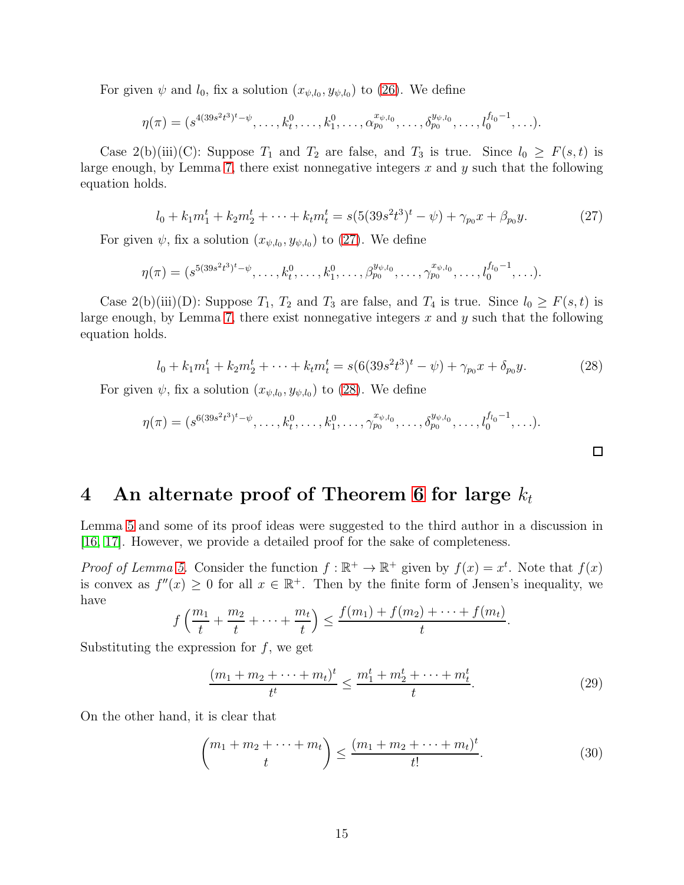For given $\psi$ and $l_0$, fix a solution $(x_{\psi,l_0}, y_{\psi,l_0})$ to (26). We define

$$\eta(\pi) = (s^{4(39s^2t^3)^t-\psi}, \ldots, k_t^0, \ldots, k_1^0, \ldots, \alpha_{p_0}^{x_{\psi,l_0}}, \ldots, \delta_{p_0}^{y_{\psi,l_0}}, \ldots, l_0^{f_{l_0}-1}, \ldots).$$

Case 2(b)(iii)(C): Suppose $T_1$ and $T_2$ are false, and $T_3$ is true. Since $l_0 \geq F(s,t)$ is large enough, by Lemma 7, there exist nonnegative integers $x$ and $y$ such that the following equation holds.

$$l_0 + k_1 m_1^t + k_2 m_2^t + \cdots + k_t m_t^t = s(5(39s^2t^3)^t - \psi) + \gamma_{p_0} x + \beta_{p_0} y. \tag{27}$$

For given $\psi$, fix a solution $(x_{\psi,l_0}, y_{\psi,l_0})$ to (27). We define

$$\eta(\pi) = (s^{5(39s^2t^3)^t-\psi}, \ldots, k_t^0, \ldots, k_1^0, \ldots, \beta_{p_0}^{y_{\psi,l_0}}, \ldots, \gamma_{p_0}^{x_{\psi,l_0}}, \ldots, l_0^{f_{l_0}-1}, \ldots).$$

Case 2(b)(iii)(D): Suppose $T_1$, $T_2$ and $T_3$ are false, and $T_4$ is true. Since $l_0 \geq F(s,t)$ is large enough, by Lemma 7, there exist nonnegative integers $x$ and $y$ such that the following equation holds.

$$l_0 + k_1 m_1^t + k_2 m_2^t + \cdots + k_t m_t^t = s(6(39s^2t^3)^t - \psi) + \gamma_{p_0} x + \delta_{p_0} y. \tag{28}$$

For given $\psi$, fix a solution $(x_{\psi,l_0}, y_{\psi,l_0})$ to (28). We define

$$\eta(\pi) = (s^{6(39s^2t^3)^t-\psi}, \ldots, k_t^0, \ldots, k_1^0, \ldots, \gamma_{p_0}^{x_{\psi,l_0}}, \ldots, \delta_{p_0}^{y_{\psi,l_0}}, \ldots, l_0^{f_{l_0}-1}, \ldots).$$

□

# 4 An alternate proof of Theorem 6 for large $k_t$

Lemma 5 and some of its proof ideas were suggested to the third author in a discussion in [16, 17]. However, we provide a detailed proof for the sake of completeness.

*Proof of Lemma 5.* Consider the function $f : \mathbb{R}^+ \to \mathbb{R}^+$ given by $f(x) = x^t$. Note that $f(x)$ is convex as $f''(x) \geq 0$ for all $x \in \mathbb{R}^+$. Then by the finite form of Jensen's inequality, we have

$$f\left(\frac{m_1}{t} + \frac{m_2}{t} + \cdots + \frac{m_t}{t}\right) \leq \frac{f(m_1) + f(m_2) + \cdots + f(m_t)}{t}.$$

Substituting the expression for $f$, we get

$$\frac{(m_1 + m_2 + \cdots + m_t)^t}{t^t} \leq \frac{m_1^t + m_2^t + \cdots + m_t^t}{t}. \tag{29}$$

On the other hand, it is clear that

$$\binom{m_1 + m_2 + \cdots + m_t}{t} \leq \frac{(m_1 + m_2 + \cdots + m_t)^t}{t!}. \tag{30}$$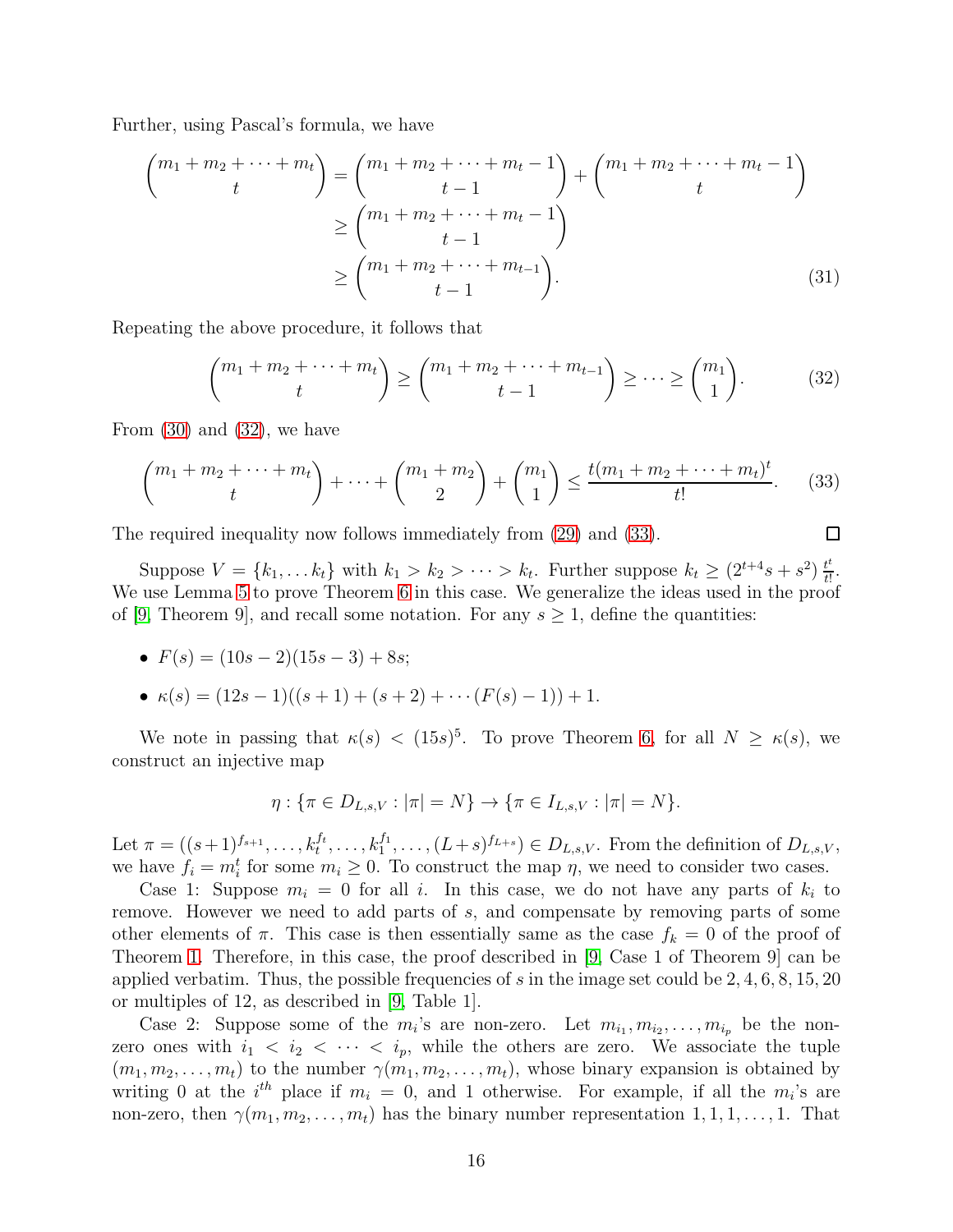Further, using Pascal's formula, we have

$$
\begin{aligned}
\binom{m_1+m_2+\cdots+m_t}{t} &= \binom{m_1+m_2+\cdots+m_t-1}{t-1} + \binom{m_1+m_2+\cdots+m_t-1}{t} \\
&\geq \binom{m_1+m_2+\cdots+m_t-1}{t-1} \\
&\geq \binom{m_1+m_2+\cdots+m_{t-1}}{t-1}. \qquad (31)
\end{aligned}
$$

Repeating the above procedure, it follows that

$$
\binom{m_1+m_2+\cdots+m_t}{t} \geq \binom{m_1+m_2+\cdots+m_{t-1}}{t-1} \geq \cdots \geq \binom{m_1}{1}. \qquad (32)
$$

From (30) and (32), we have

$$
\binom{m_1+m_2+\cdots+m_t}{t} + \cdots + \binom{m_1+m_2}{2} + \binom{m_1}{1} \leq \frac{t(m_1+m_2+\cdots+m_t)^t}{t!}. \qquad (33)
$$

The required inequality now follows immediately from (29) and (33). □

Suppose $V = \{k_1, \dots k_t\}$ with $k_1 > k_2 > \cdots > k_t$. Further suppose $k_t \geq (2^{t+4}s + s^2)\frac{t^t}{t!}$. We use Lemma 5 to prove Theorem 6 in this case. We generalize the ideas used in the proof of [9, Theorem 9], and recall some notation. For any $s \geq 1$, define the quantities:

- $F(s) = (10s-2)(15s-3) + 8s$;
- $\kappa(s) = (12s-1)((s+1) + (s+2) + \cdots (F(s)-1)) + 1$.

We note in passing that $\kappa(s) < (15s)^5$. To prove Theorem 6, for all $N \geq \kappa(s)$, we construct an injective map

$$
\eta : \{\pi \in D_{L,s,V} : |\pi| = N\} \to \{\pi \in I_{L,s,V} : |\pi| = N\}.
$$

Let $\pi = ((s+1)^{f_{s+1}}, \dots, k_t^{f_t}, \dots, k_1^{f_1}, \dots, (L+s)^{f_{L+s}}) \in D_{L,s,V}$. From the definition of $D_{L,s,V}$, we have $f_i = m_i^t$ for some $m_i \geq 0$. To construct the map $\eta$, we need to consider two cases.

Case 1: Suppose $m_i = 0$ for all $i$. In this case, we do not have any parts of $k_i$ to remove. However we need to add parts of $s$, and compensate by removing parts of some other elements of $\pi$. This case is then essentially same as the case $f_k = 0$ of the proof of Theorem 1. Therefore, in this case, the proof described in [9, Case 1 of Theorem 9] can be applied verbatim. Thus, the possible frequencies of $s$ in the image set could be 2, 4, 6, 8, 15, 20 or multiples of 12, as described in [9, Table 1].

Case 2: Suppose some of the $m_i$'s are non-zero. Let $m_{i_1}, m_{i_2}, \dots, m_{i_p}$ be the non-zero ones with $i_1 < i_2 < \cdots < i_p$, while the others are zero. We associate the tuple $(m_1, m_2, \dots, m_t)$ to the number $\gamma(m_1, m_2, \dots, m_t)$, whose binary expansion is obtained by writing 0 at the $i^{th}$ place if $m_i = 0$, and 1 otherwise. For example, if all the $m_i$'s are non-zero, then $\gamma(m_1, m_2, \dots, m_t)$ has the binary number representation $1, 1, 1, \dots, 1$. That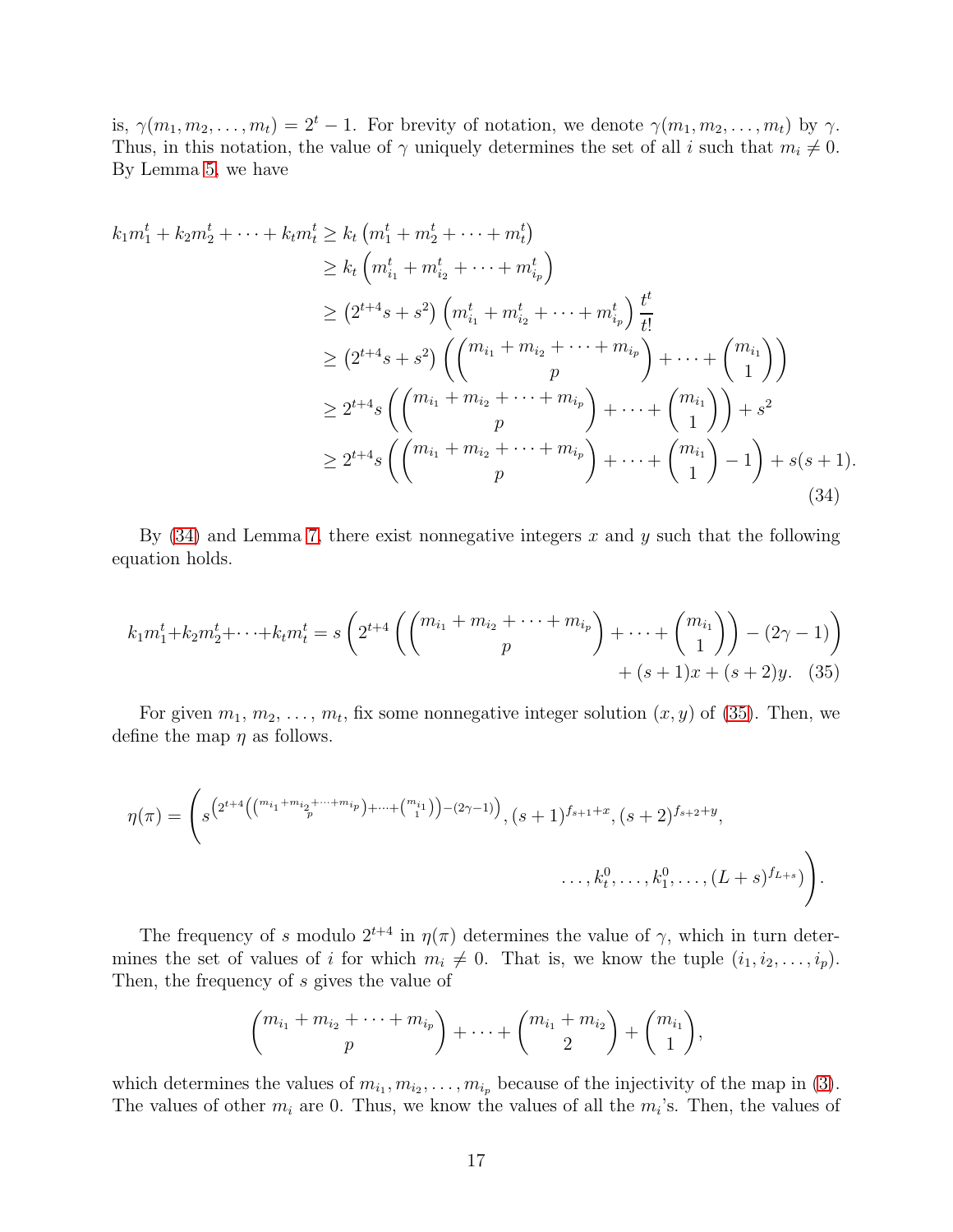is, $\gamma(m_1, m_2, \ldots, m_t) = 2^t - 1$. For brevity of notation, we denote $\gamma(m_1, m_2, \ldots, m_t)$ by $\gamma$. Thus, in this notation, the value of $\gamma$ uniquely determines the set of all $i$ such that $m_i \neq 0$. By Lemma 5, we have

$$
\begin{aligned}
k_1 m_1^t + k_2 m_2^t + \cdots + k_t m_t^t &\geq k_t \left(m_1^t + m_2^t + \cdots + m_t^t\right) \\
&\geq k_t \left(m_{i_1}^t + m_{i_2}^t + \cdots + m_{i_p}^t\right) \\
&\geq \left(2^{t+4} s + s^2\right) \left(m_{i_1}^t + m_{i_2}^t + \cdots + m_{i_p}^t\right) \frac{t^t}{t!} \\
&\geq \left(2^{t+4} s + s^2\right) \left(\binom{m_{i_1} + m_{i_2} + \cdots + m_{i_p}}{p} + \cdots + \binom{m_{i_1}}{1}\right) \\
&\geq 2^{t+4} s \left(\binom{m_{i_1} + m_{i_2} + \cdots + m_{i_p}}{p} + \cdots + \binom{m_{i_1}}{1}\right) + s^2 \\
&\geq 2^{t+4} s \left(\binom{m_{i_1} + m_{i_2} + \cdots + m_{i_p}}{p} + \cdots + \binom{m_{i_1}}{1} - 1\right) + s(s+1).
\end{aligned} \tag{34}
$$

By (34) and Lemma 7, there exist nonnegative integers $x$ and $y$ such that the following equation holds.

$$
\begin{aligned}
k_1 m_1^t + k_2 m_2^t + \cdots + k_t m_t^t = s \left(2^{t+4} \left(\binom{m_{i_1} + m_{i_2} + \cdots + m_{i_p}}{p} + \cdots + \binom{m_{i_1}}{1}\right) - (2\gamma - 1)\right) \\
+ (s+1)x + (s+2)y.
\end{aligned} \tag{35}
$$

For given $m_1$, $m_2$, $\ldots$, $m_t$, fix some nonnegative integer solution $(x, y)$ of (35). Then, we define the map $\eta$ as follows.

$$
\eta(\pi) = \left(s^{\left(2^{t+4}\left(\binom{m_{i_1} + m_{i_2} + \cdots + m_{i_p}}{p} + \cdots + \binom{m_{i_1}}{1}\right) - (2\gamma - 1)\right)}, (s+1)^{f_{s+1} + x}, (s+2)^{f_{s+2} + y}, \right.
$$
$$
\left. \ldots, k_t^0, \ldots, k_1^0, \ldots, (L+s)^{f_{L+s}}\right).
$$

The frequency of $s$ modulo $2^{t+4}$ in $\eta(\pi)$ determines the value of $\gamma$, which in turn determines the set of values of $i$ for which $m_i \neq 0$. That is, we know the tuple $(i_1, i_2, \ldots, i_p)$. Then, the frequency of $s$ gives the value of

$$
\binom{m_{i_1} + m_{i_2} + \cdots + m_{i_p}}{p} + \cdots + \binom{m_{i_1} + m_{i_2}}{2} + \binom{m_{i_1}}{1},
$$

which determines the values of $m_{i_1}, m_{i_2}, \ldots, m_{i_p}$ because of the injectivity of the map in (3). The values of other $m_i$ are 0. Thus, we know the values of all the $m_i$'s. Then, the values of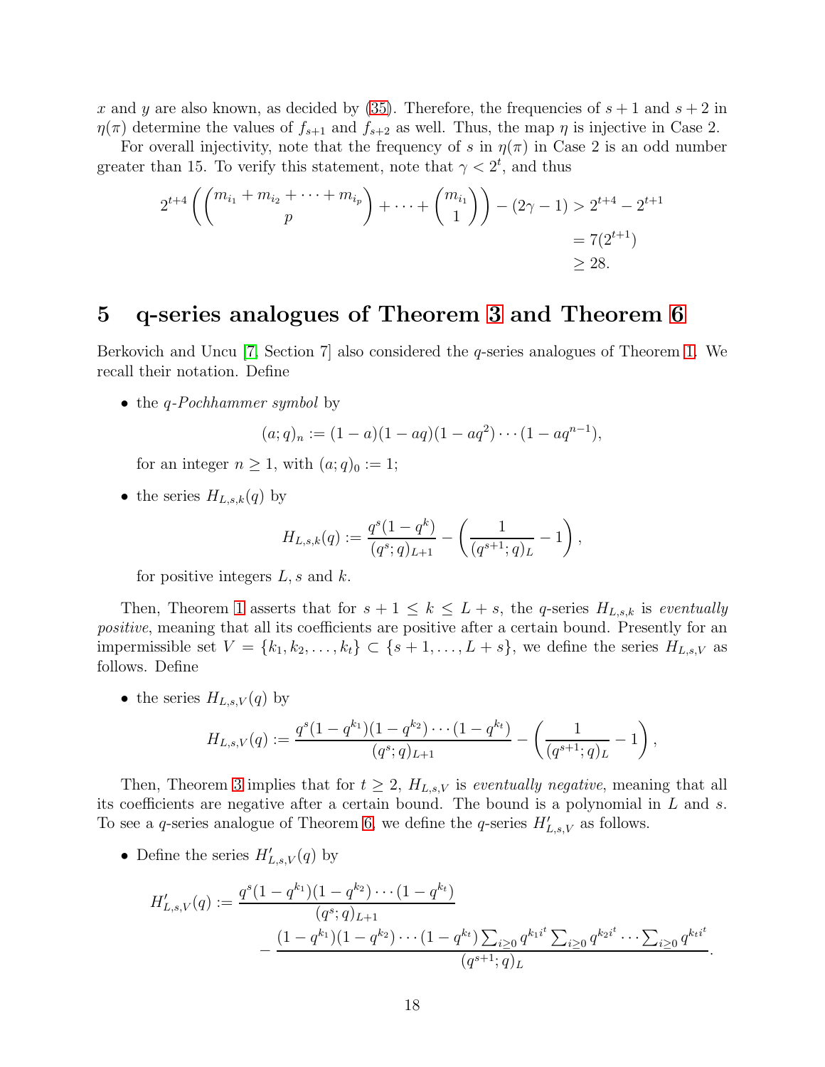$x$ and $y$ are also known, as decided by (35). Therefore, the frequencies of $s+1$ and $s+2$ in $\eta(\pi)$ determine the values of $f_{s+1}$ and $f_{s+2}$ as well. Thus, the map $\eta$ is injective in Case 2.

For overall injectivity, note that the frequency of $s$ in $\eta(\pi)$ in Case 2 is an odd number greater than 15. To verify this statement, note that $\gamma < 2^t$, and thus

$$
\begin{aligned}
2^{t+4}\left(\binom{m_{i_1}+m_{i_2}+\cdots+m_{i_p}}{p}+\cdots+\binom{m_{i_1}}{1}\right)-(2\gamma-1) &> 2^{t+4}-2^{t+1} \\
&= 7(2^{t+1}) \\
&\geq 28.
\end{aligned}
$$

# 5 q-series analogues of Theorem 3 and Theorem 6

Berkovich and Uncu [7, Section 7] also considered the $q$-series analogues of Theorem 1. We recall their notation. Define

- the *q-Pochhammer symbol* by
$$(a;q)_n := (1-a)(1-aq)(1-aq^2)\cdots(1-aq^{n-1}),$$
for an integer $n \geq 1$, with $(a;q)_0 := 1$;

- the series $H_{L,s,k}(q)$ by
$$H_{L,s,k}(q) := \frac{q^s(1-q^k)}{(q^s;q)_{L+1}} - \left(\frac{1}{(q^{s+1};q)_L}-1\right),$$
for positive integers $L, s$ and $k$.

Then, Theorem 1 asserts that for $s+1 \leq k \leq L+s$, the $q$-series $H_{L,s,k}$ is *eventually positive*, meaning that all its coefficients are positive after a certain bound. Presently for an impermissible set $V = \{k_1, k_2, \ldots, k_t\} \subset \{s+1, \ldots, L+s\}$, we define the series $H_{L,s,V}$ as follows. Define

- the series $H_{L,s,V}(q)$ by
$$H_{L,s,V}(q) := \frac{q^s(1-q^{k_1})(1-q^{k_2})\cdots(1-q^{k_t})}{(q^s;q)_{L+1}} - \left(\frac{1}{(q^{s+1};q)_L}-1\right),$$

Then, Theorem 3 implies that for $t \geq 2$, $H_{L,s,V}$ is *eventually negative*, meaning that all its coefficients are negative after a certain bound. The bound is a polynomial in $L$ and $s$. To see a $q$-series analogue of Theorem 6, we define the $q$-series $H'_{L,s,V}$ as follows.

- Define the series $H'_{L,s,V}(q)$ by
$$
\begin{aligned}
H'_{L,s,V}(q) := &\frac{q^s(1-q^{k_1})(1-q^{k_2})\cdots(1-q^{k_t})}{(q^s;q)_{L+1}} \\
&- \frac{(1-q^{k_1})(1-q^{k_2})\cdots(1-q^{k_t})\sum_{i\geq 0} q^{k_1 i^t}\sum_{i\geq 0} q^{k_2 i^t}\cdots\sum_{i\geq 0} q^{k_t i^t}}{(q^{s+1};q)_L}.
\end{aligned}
$$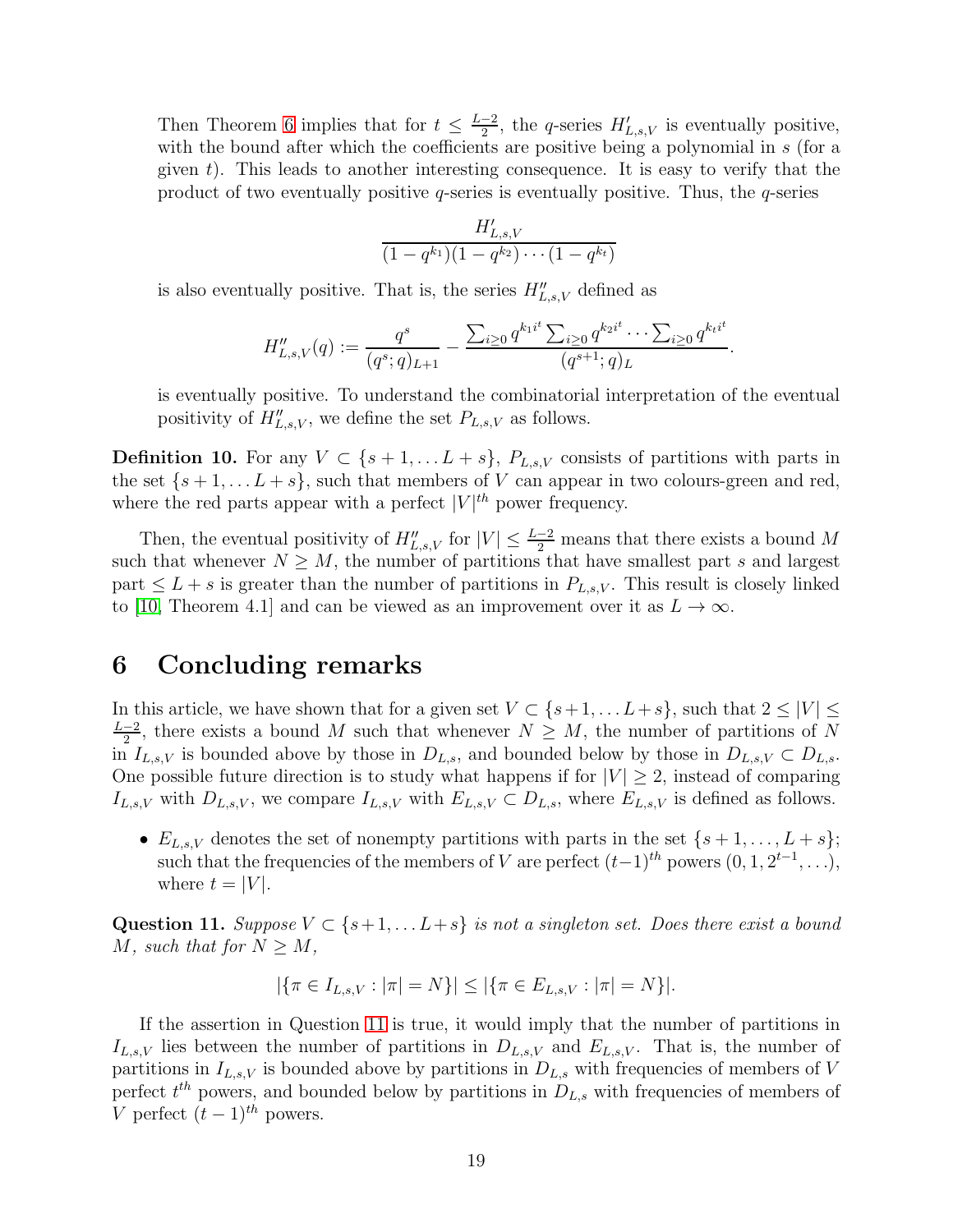Then Theorem 6 implies that for $t \leq \frac{L-2}{2}$, the $q$-series $H'_{L,s,V}$ is eventually positive, with the bound after which the coefficients are positive being a polynomial in $s$ (for a given $t$). This leads to another interesting consequence. It is easy to verify that the product of two eventually positive $q$-series is eventually positive. Thus, the $q$-series

$$\frac{H'_{L,s,V}}{(1-q^{k_1})(1-q^{k_2})\cdots(1-q^{k_t})}$$

is also eventually positive. That is, the series $H''_{L,s,V}$ defined as

$$H''_{L,s,V}(q) := \frac{q^s}{(q^s;q)_{L+1}} - \frac{\sum_{i\geq 0} q^{k_1 i^t} \sum_{i\geq 0} q^{k_2 i^t} \cdots \sum_{i\geq 0} q^{k_t i^t}}{(q^{s+1};q)_L}.$$

is eventually positive. To understand the combinatorial interpretation of the eventual positivity of $H''_{L,s,V}$, we define the set $P_{L,s,V}$ as follows.

**Definition 10.** For any $V \subset \{s+1, \ldots L+s\}$, $P_{L,s,V}$ consists of partitions with parts in the set $\{s+1, \ldots L+s\}$, such that members of $V$ can appear in two colours-green and red, where the red parts appear with a perfect $|V|^{th}$ power frequency.

Then, the eventual positivity of $H''_{L,s,V}$ for $|V| \leq \frac{L-2}{2}$ means that there exists a bound $M$ such that whenever $N \geq M$, the number of partitions that have smallest part $s$ and largest part $\leq L+s$ is greater than the number of partitions in $P_{L,s,V}$. This result is closely linked to [10, Theorem 4.1] and can be viewed as an improvement over it as $L \to \infty$.

# 6 Concluding remarks

In this article, we have shown that for a given set $V \subset \{s+1, \ldots L+s\}$, such that $2 \leq |V| \leq \frac{L-2}{2}$, there exists a bound $M$ such that whenever $N \geq M$, the number of partitions of $N$ in $I_{L,s,V}$ is bounded above by those in $D_{L,s}$, and bounded below by those in $D_{L,s,V} \subset D_{L,s}$. One possible future direction is to study what happens if for $|V| \geq 2$, instead of comparing $I_{L,s,V}$ with $D_{L,s,V}$, we compare $I_{L,s,V}$ with $E_{L,s,V} \subset D_{L,s}$, where $E_{L,s,V}$ is defined as follows.

- $E_{L,s,V}$ denotes the set of nonempty partitions with parts in the set $\{s+1, \ldots, L+s\}$; such that the frequencies of the members of $V$ are perfect $(t-1)^{th}$ powers $(0, 1, 2^{t-1}, \ldots)$, where $t = |V|$.

**Question 11.** *Suppose $V \subset \{s+1, \ldots L+s\}$ is not a singleton set. Does there exist a bound $M$, such that for $N \geq M$,*

$$|\{\pi \in I_{L,s,V} : |\pi| = N\}| \leq |\{\pi \in E_{L,s,V} : |\pi| = N\}|.$$

If the assertion in Question 11 is true, it would imply that the number of partitions in $I_{L,s,V}$ lies between the number of partitions in $D_{L,s,V}$ and $E_{L,s,V}$. That is, the number of partitions in $I_{L,s,V}$ is bounded above by partitions in $D_{L,s}$ with frequencies of members of $V$ perfect $t^{th}$ powers, and bounded below by partitions in $D_{L,s}$ with frequencies of members of $V$ perfect $(t-1)^{th}$ powers.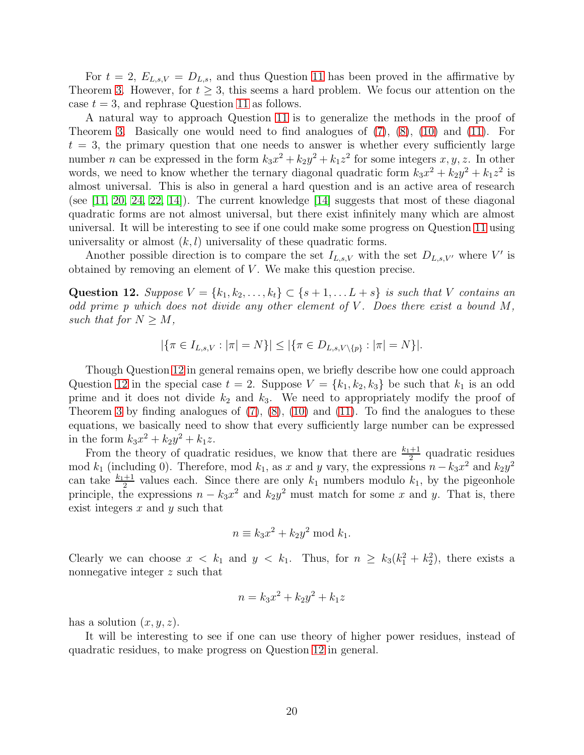For $t = 2$, $E_{L,s,V} = D_{L,s}$, and thus Question 11 has been proved in the affirmative by Theorem 3. However, for $t \geq 3$, this seems a hard problem. We focus our attention on the case $t = 3$, and rephrase Question 11 as follows.

A natural way to approach Question 11 is to generalize the methods in the proof of Theorem 3. Basically one would need to find analogues of (7), (8), (10) and (11). For $t = 3$, the primary question that one needs to answer is whether every sufficiently large number $n$ can be expressed in the form $k_3x^2 + k_2y^2 + k_1z^2$ for some integers $x, y, z$. In other words, we need to know whether the ternary diagonal quadratic form $k_3x^2 + k_2y^2 + k_1z^2$ is almost universal. This is also in general a hard question and is an active area of research (see [11, 20, 24, 22, 14]). The current knowledge [14] suggests that most of these diagonal quadratic forms are not almost universal, but there exist infinitely many which are almost universal. It will be interesting to see if one could make some progress on Question 11 using universality or almost $(k, l)$ universality of these quadratic forms.

Another possible direction is to compare the set $I_{L,s,V}$ with the set $D_{L,s,V'}$ where $V'$ is obtained by removing an element of $V$. We make this question precise.

**Question 12.** *Suppose $V = \{k_1, k_2, \ldots, k_t\} \subset \{s+1, \ldots L+s\}$ is such that $V$ contains an odd prime $p$ which does not divide any other element of $V$. Does there exist a bound $M$, such that for $N \geq M$,*

$$|\{\pi \in I_{L,s,V} : |\pi| = N\}| \leq |\{\pi \in D_{L,s,V\setminus\{p\}} : |\pi| = N\}|.$$

Though Question 12 in general remains open, we briefly describe how one could approach Question 12 in the special case $t = 2$. Suppose $V = \{k_1, k_2, k_3\}$ be such that $k_1$ is an odd prime and it does not divide $k_2$ and $k_3$. We need to appropriately modify the proof of Theorem 3 by finding analogues of (7), (8), (10) and (11). To find the analogues to these equations, we basically need to show that every sufficiently large number can be expressed in the form $k_3x^2 + k_2y^2 + k_1z$.

From the theory of quadratic residues, we know that there are $\frac{k_1+1}{2}$ quadratic residues mod $k_1$ (including 0). Therefore, mod $k_1$, as $x$ and $y$ vary, the expressions $n - k_3x^2$ and $k_2y^2$ can take $\frac{k_1+1}{2}$ values each. Since there are only $k_1$ numbers modulo $k_1$, by the pigeonhole principle, the expressions $n - k_3x^2$ and $k_2y^2$ must match for some $x$ and $y$. That is, there exist integers $x$ and $y$ such that

$$n \equiv k_3x^2 + k_2y^2 \bmod k_1.$$

Clearly we can choose $x < k_1$ and $y < k_1$. Thus, for $n \geq k_3(k_1^2 + k_2^2)$, there exists a nonnegative integer $z$ such that

$$n = k_3x^2 + k_2y^2 + k_1z$$

has a solution $(x, y, z)$.

It will be interesting to see if one can use theory of higher power residues, instead of quadratic residues, to make progress on Question 12 in general.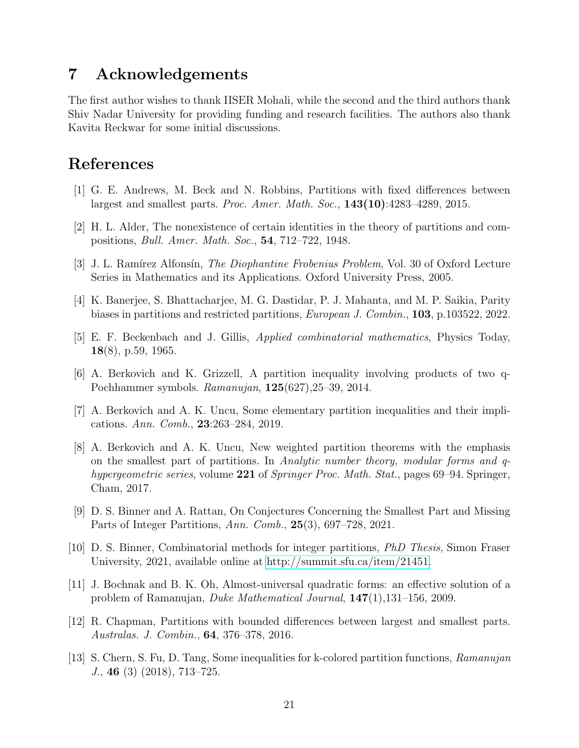## 7 Acknowledgements

The first author wishes to thank IISER Mohali, while the second and the third authors thank Shiv Nadar University for providing funding and research facilities. The authors also thank Kavita Reckwar for some initial discussions.

## References

[1] G. E. Andrews, M. Beck and N. Robbins, Partitions with fixed differences between largest and smallest parts. *Proc. Amer. Math. Soc.*, **143(10)**:4283–4289, 2015.

[2] H. L. Alder, The nonexistence of certain identities in the theory of partitions and compositions, *Bull. Amer. Math. Soc.*, **54**, 712–722, 1948.

[3] J. L. Ramírez Alfonsín, *The Diophantine Frobenius Problem*, Vol. 30 of Oxford Lecture Series in Mathematics and its Applications. Oxford University Press, 2005.

[4] K. Banerjee, S. Bhattacharjee, M. G. Dastidar, P. J. Mahanta, and M. P. Saikia, Parity biases in partitions and restricted partitions, *European J. Combin.*, **103**, p.103522, 2022.

[5] E. F. Beckenbach and J. Gillis, *Applied combinatorial mathematics*, Physics Today, **18**(8), p.59, 1965.

[6] A. Berkovich and K. Grizzell, A partition inequality involving products of two q-Pochhammer symbols. *Ramanujan*, **125**(627),25–39, 2014.

[7] A. Berkovich and A. K. Uncu, Some elementary partition inequalities and their implications. *Ann. Comb.*, **23**:263–284, 2019.

[8] A. Berkovich and A. K. Uncu, New weighted partition theorems with the emphasis on the smallest part of partitions. In *Analytic number theory, modular forms and q-hypergeometric series*, volume **221** of *Springer Proc. Math. Stat.*, pages 69–94. Springer, Cham, 2017.

[9] D. S. Binner and A. Rattan, On Conjectures Concerning the Smallest Part and Missing Parts of Integer Partitions, *Ann. Comb.*, **25**(3), 697–728, 2021.

[10] D. S. Binner, Combinatorial methods for integer partitions, *PhD Thesis*, Simon Fraser University, 2021, available online at http://summit.sfu.ca/item/21451.

[11] J. Bochnak and B. K. Oh, Almost-universal quadratic forms: an effective solution of a problem of Ramanujan, *Duke Mathematical Journal*, **147**(1),131–156, 2009.

[12] R. Chapman, Partitions with bounded differences between largest and smallest parts. *Australas. J. Combin.*, **64**, 376–378, 2016.

[13] S. Chern, S. Fu, D. Tang, Some inequalities for k-colored partition functions, *Ramanujan J.*, **46** (3) (2018), 713–725.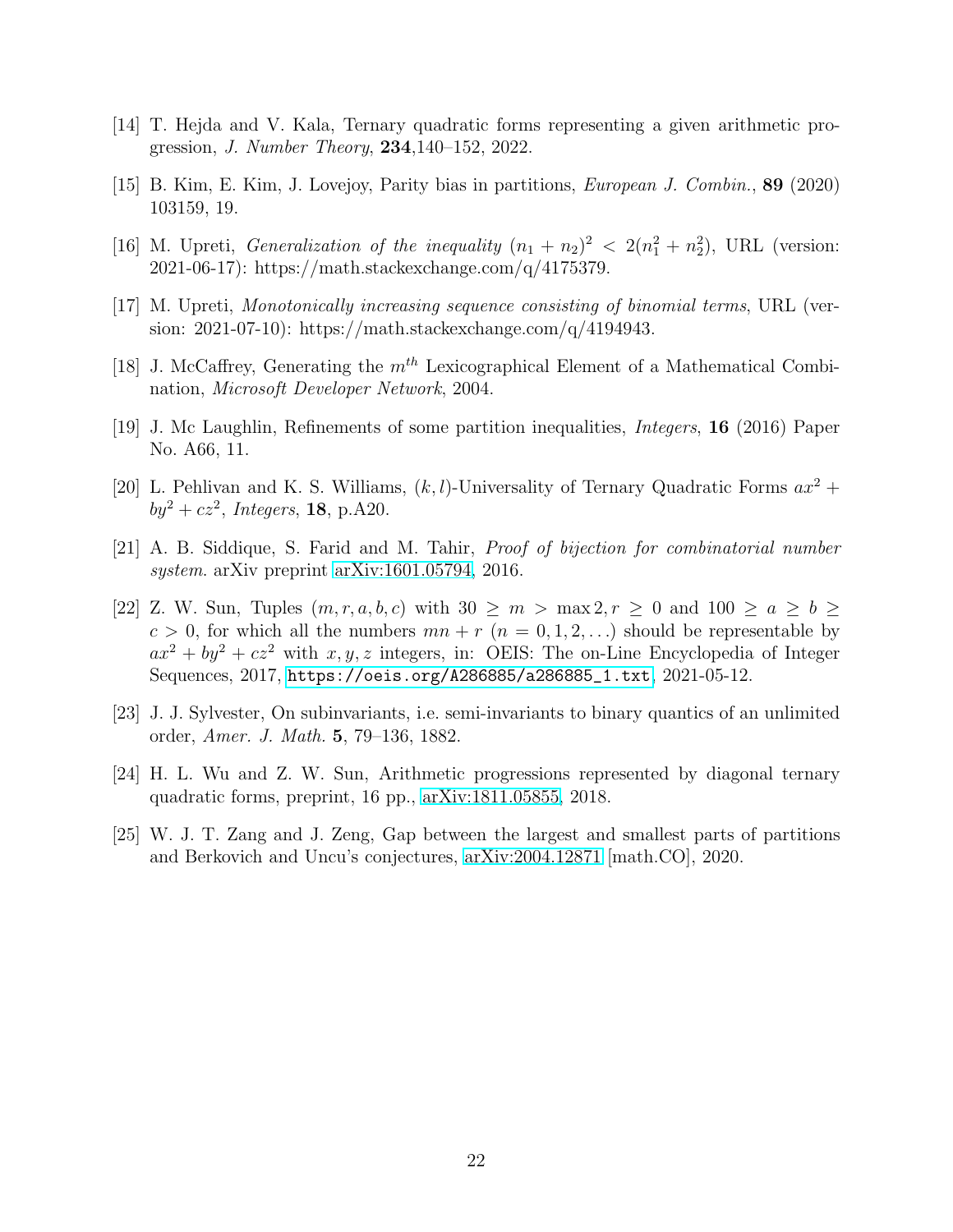[14] T. Hejda and V. Kala, Ternary quadratic forms representing a given arithmetic progression, *J. Number Theory*, **234**,140–152, 2022.

[15] B. Kim, E. Kim, J. Lovejoy, Parity bias in partitions, *European J. Combin.*, **89** (2020) 103159, 19.

[16] M. Upreti, *Generalization of the inequality* $(n_1 + n_2)^2 < 2(n_1^2 + n_2^2)$, URL (version: 2021-06-17): https://math.stackexchange.com/q/4175379.

[17] M. Upreti, *Monotonically increasing sequence consisting of binomial terms*, URL (version: 2021-07-10): https://math.stackexchange.com/q/4194943.

[18] J. McCaffrey, Generating the $m^{th}$ Lexicographical Element of a Mathematical Combination, *Microsoft Developer Network*, 2004.

[19] J. Mc Laughlin, Refinements of some partition inequalities, *Integers*, **16** (2016) Paper No. A66, 11.

[20] L. Pehlivan and K. S. Williams, $(k,l)$-Universality of Ternary Quadratic Forms $ax^2 + by^2 + cz^2$, *Integers*, **18**, p.A20.

[21] A. B. Siddique, S. Farid and M. Tahir, *Proof of bijection for combinatorial number system*. arXiv preprint arXiv:1601.05794, 2016.

[22] Z. W. Sun, Tuples $(m, r, a, b, c)$ with $30 \geq m > \max 2, r \geq 0$ and $100 \geq a \geq b \geq c > 0$, for which all the numbers $mn + r$ $(n = 0, 1, 2, \ldots)$ should be representable by $ax^2 + by^2 + cz^2$ with $x, y, z$ integers, in: OEIS: The on-Line Encyclopedia of Integer Sequences, 2017, `https://oeis.org/A286885/a286885_1.txt`, 2021-05-12.

[23] J. J. Sylvester, On subinvariants, i.e. semi-invariants to binary quantics of an unlimited order, *Amer. J. Math.* **5**, 79–136, 1882.

[24] H. L. Wu and Z. W. Sun, Arithmetic progressions represented by diagonal ternary quadratic forms, preprint, 16 pp., arXiv:1811.05855, 2018.

[25] W. J. T. Zang and J. Zeng, Gap between the largest and smallest parts of partitions and Berkovich and Uncu's conjectures, arXiv:2004.12871 [math.CO], 2020.